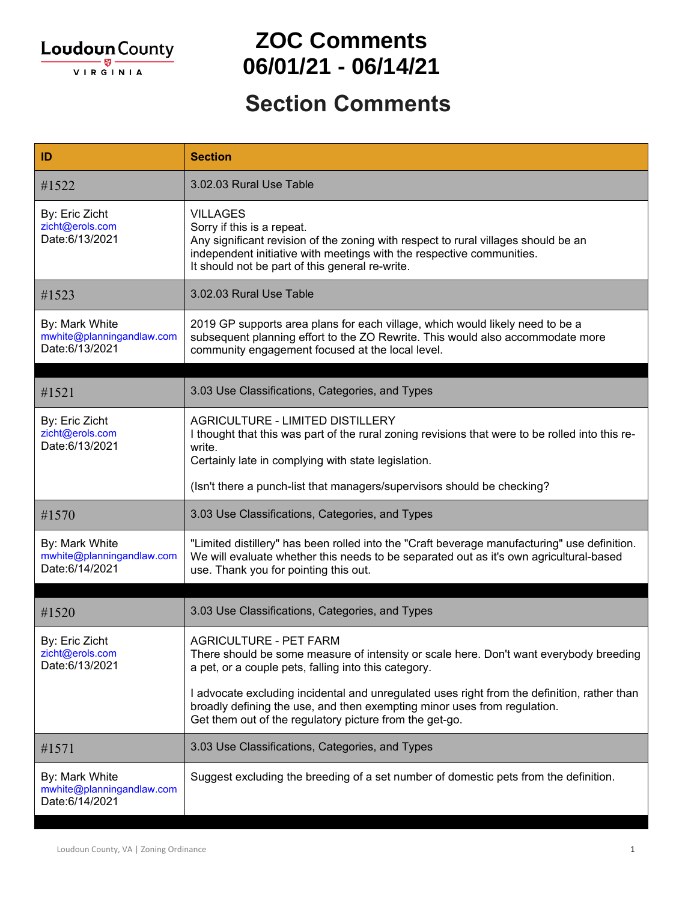# ZOC Comments 06/01/21 - 06/14/21

## Section Comments

| ID | Section |
|---|---|
| #1522 | 3.02.03 Rural Use Table |
| By: Eric Zicht<br>zicht@erols.com<br>Date:6/13/2021 | VILLAGES<br>Sorry if this is a repeat.<br>Any significant revision of the zoning with respect to rural villages should be an independent initiative with meetings with the respective communities.<br>It should not be part of this general re-write. |
| #1523 | 3.02.03 Rural Use Table |
| By: Mark White<br>mwhite@planningandlaw.com<br>Date:6/13/2021 | 2019 GP supports area plans for each village, which would likely need to be a subsequent planning effort to the ZO Rewrite. This would also accommodate more community engagement focused at the local level. |
| #1521 | 3.03 Use Classifications, Categories, and Types |
| By: Eric Zicht<br>zicht@erols.com<br>Date:6/13/2021 | AGRICULTURE - LIMITED DISTILLERY<br>I thought that this was part of the rural zoning revisions that were to be rolled into this re-write.<br>Certainly late in complying with state legislation.<br><br>(Isn't there a punch-list that managers/supervisors should be checking? |
| #1570 | 3.03 Use Classifications, Categories, and Types |
| By: Mark White<br>mwhite@planningandlaw.com<br>Date:6/14/2021 | "Limited distillery" has been rolled into the "Craft beverage manufacturing" use definition. We will evaluate whether this needs to be separated out as it's own agricultural-based use. Thank you for pointing this out. |
| #1520 | 3.03 Use Classifications, Categories, and Types |
| By: Eric Zicht<br>zicht@erols.com<br>Date:6/13/2021 | AGRICULTURE - PET FARM<br>There should be some measure of intensity or scale here. Don't want everybody breeding a pet, or a couple pets, falling into this category.<br><br>I advocate excluding incidental and unregulated uses right from the definition, rather than broadly defining the use, and then exempting minor uses from regulation.<br>Get them out of the regulatory picture from the get-go. |
| #1571 | 3.03 Use Classifications, Categories, and Types |
| By: Mark White<br>mwhite@planningandlaw.com<br>Date:6/14/2021 | Suggest excluding the breeding of a set number of domestic pets from the definition. |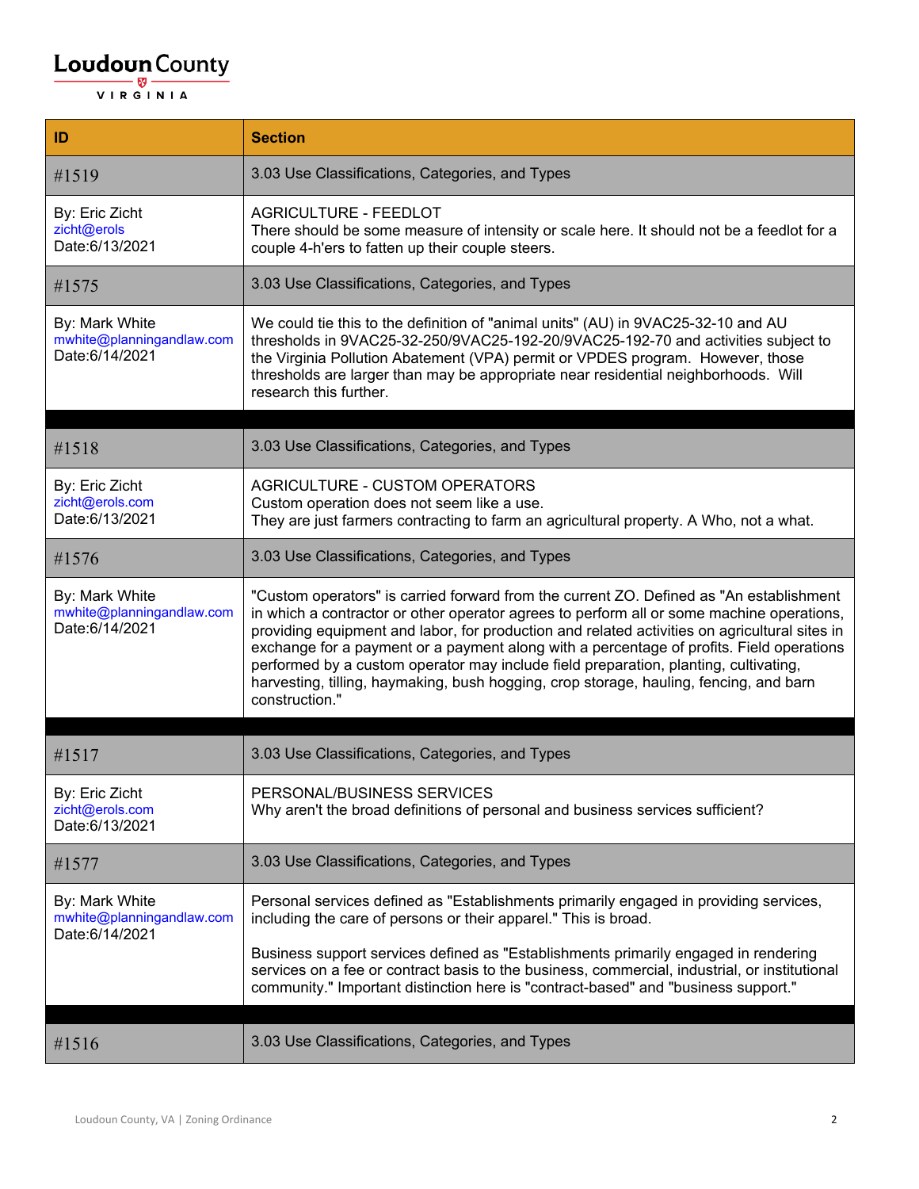| ID | Section |
|---|---|
| #1519 | 3.03 Use Classifications, Categories, and Types |
| By: Eric Zicht<br>zicht@erols<br>Date:6/13/2021 | AGRICULTURE - FEEDLOT<br>There should be some measure of intensity or scale here. It should not be a feedlot for a couple 4-h'ers to fatten up their couple steers. |
| #1575 | 3.03 Use Classifications, Categories, and Types |
| By: Mark White<br>mwhite@planningandlaw.com<br>Date:6/14/2021 | We could tie this to the definition of "animal units" (AU) in 9VAC25-32-10 and AU thresholds in 9VAC25-32-250/9VAC25-192-20/9VAC25-192-70 and activities subject to the Virginia Pollution Abatement (VPA) permit or VPDES program. However, those thresholds are larger than may be appropriate near residential neighborhoods. Will research this further. |
| | |
| #1518 | 3.03 Use Classifications, Categories, and Types |
| By: Eric Zicht<br>zicht@erols.com<br>Date:6/13/2021 | AGRICULTURE - CUSTOM OPERATORS<br>Custom operation does not seem like a use.<br>They are just farmers contracting to farm an agricultural property. A Who, not a what. |
| #1576 | 3.03 Use Classifications, Categories, and Types |
| By: Mark White<br>mwhite@planningandlaw.com<br>Date:6/14/2021 | "Custom operators" is carried forward from the current ZO. Defined as "An establishment in which a contractor or other operator agrees to perform all or some machine operations, providing equipment and labor, for production and related activities on agricultural sites in exchange for a payment or a payment along with a percentage of profits. Field operations performed by a custom operator may include field preparation, planting, cultivating, harvesting, tilling, haymaking, bush hogging, crop storage, hauling, fencing, and barn construction." |
| | |
| #1517 | 3.03 Use Classifications, Categories, and Types |
| By: Eric Zicht<br>zicht@erols.com<br>Date:6/13/2021 | PERSONAL/BUSINESS SERVICES<br>Why aren't the broad definitions of personal and business services sufficient? |
| #1577 | 3.03 Use Classifications, Categories, and Types |
| By: Mark White<br>mwhite@planningandlaw.com<br>Date:6/14/2021 | Personal services defined as "Establishments primarily engaged in providing services, including the care of persons or their apparel." This is broad.<br><br>Business support services defined as "Establishments primarily engaged in rendering services on a fee or contract basis to the business, commercial, industrial, or institutional community." Important distinction here is "contract-based" and "business support." |
| | |
| #1516 | 3.03 Use Classifications, Categories, and Types |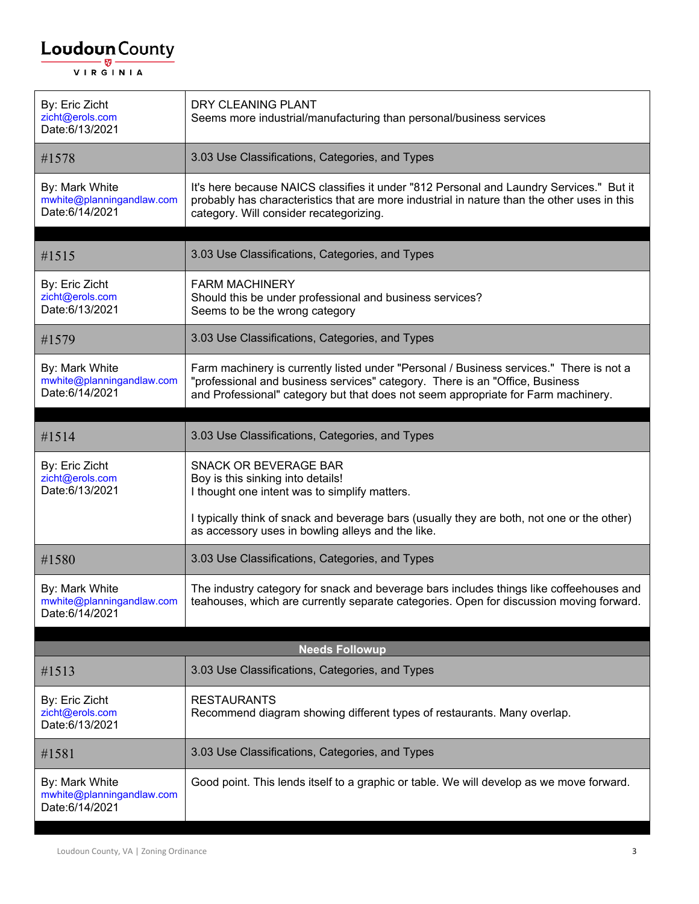| | |
|---|---|
| By: Eric Zicht<br>zicht@erols.com<br>Date:6/13/2021 | DRY CLEANING PLANT<br>Seems more industrial/manufacturing than personal/business services |
| #1578 | 3.03 Use Classifications, Categories, and Types |
| By: Mark White<br>mwhite@planningandlaw.com<br>Date:6/14/2021 | It's here because NAICS classifies it under "812 Personal and Laundry Services." But it probably has characteristics that are more industrial in nature than the other uses in this category. Will consider recategorizing. |

| | |
|---|---|
| #1515 | 3.03 Use Classifications, Categories, and Types |
| By: Eric Zicht<br>zicht@erols.com<br>Date:6/13/2021 | FARM MACHINERY<br>Should this be under professional and business services?<br>Seems to be the wrong category |
| #1579 | 3.03 Use Classifications, Categories, and Types |
| By: Mark White<br>mwhite@planningandlaw.com<br>Date:6/14/2021 | Farm machinery is currently listed under "Personal / Business services." There is not a "professional and business services" category. There is an "Office, Business and Professional" category but that does not seem appropriate for Farm machinery. |

| | |
|---|---|
| #1514 | 3.03 Use Classifications, Categories, and Types |
| By: Eric Zicht<br>zicht@erols.com<br>Date:6/13/2021 | SNACK OR BEVERAGE BAR<br>Boy is this sinking into details!<br>I thought one intent was to simplify matters.<br><br>I typically think of snack and beverage bars (usually they are both, not one or the other) as accessory uses in bowling alleys and the like. |
| #1580 | 3.03 Use Classifications, Categories, and Types |
| By: Mark White<br>mwhite@planningandlaw.com<br>Date:6/14/2021 | The industry category for snack and beverage bars includes things like coffeehouses and teahouses, which are currently separate categories. Open for discussion moving forward. |

**Needs Followup**

| | |
|---|---|
| #1513 | 3.03 Use Classifications, Categories, and Types |
| By: Eric Zicht<br>zicht@erols.com<br>Date:6/13/2021 | RESTAURANTS<br>Recommend diagram showing different types of restaurants. Many overlap. |
| #1581 | 3.03 Use Classifications, Categories, and Types |
| By: Mark White<br>mwhite@planningandlaw.com<br>Date:6/14/2021 | Good point. This lends itself to a graphic or table. We will develop as we move forward. |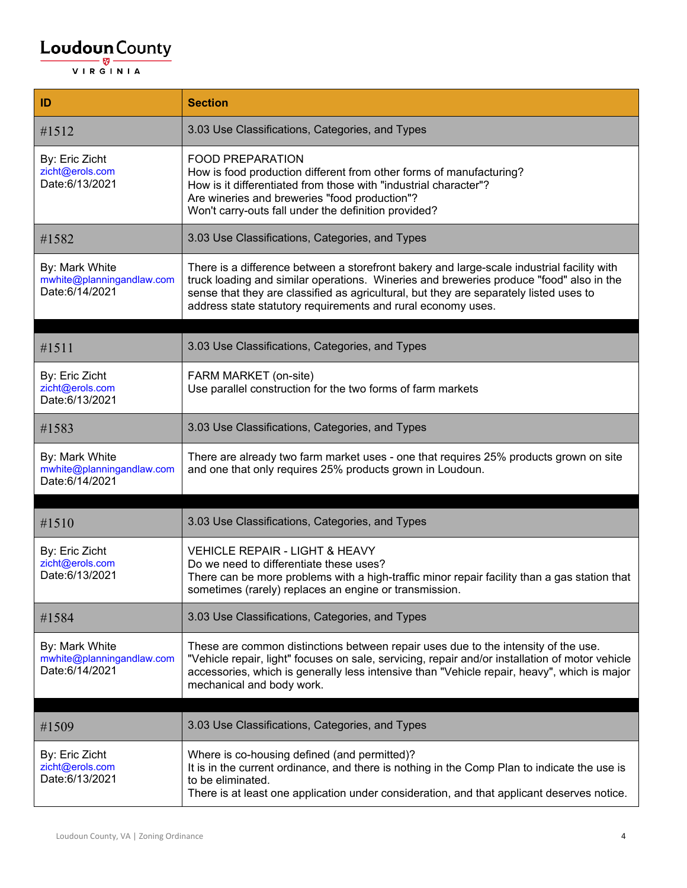| ID | Section |
|---|---|
| #1512 | 3.03 Use Classifications, Categories, and Types |
| By: Eric Zicht<br>zicht@erols.com<br>Date:6/13/2021 | FOOD PREPARATION<br>How is food production different from other forms of manufacturing?<br>How is it differentiated from those with "industrial character"?<br>Are wineries and breweries "food production"?<br>Won't carry-outs fall under the definition provided? |
| #1582 | 3.03 Use Classifications, Categories, and Types |
| By: Mark White<br>mwhite@planningandlaw.com<br>Date:6/14/2021 | There is a difference between a storefront bakery and large-scale industrial facility with truck loading and similar operations. Wineries and breweries produce "food" also in the sense that they are classified as agricultural, but they are separately listed uses to address state statutory requirements and rural economy uses. |
| | |
| #1511 | 3.03 Use Classifications, Categories, and Types |
| By: Eric Zicht<br>zicht@erols.com<br>Date:6/13/2021 | FARM MARKET (on-site)<br>Use parallel construction for the two forms of farm markets |
| #1583 | 3.03 Use Classifications, Categories, and Types |
| By: Mark White<br>mwhite@planningandlaw.com<br>Date:6/14/2021 | There are already two farm market uses - one that requires 25% products grown on site and one that only requires 25% products grown in Loudoun. |
| | |
| #1510 | 3.03 Use Classifications, Categories, and Types |
| By: Eric Zicht<br>zicht@erols.com<br>Date:6/13/2021 | VEHICLE REPAIR - LIGHT & HEAVY<br>Do we need to differentiate these uses?<br>There can be more problems with a high-traffic minor repair facility than a gas station that sometimes (rarely) replaces an engine or transmission. |
| #1584 | 3.03 Use Classifications, Categories, and Types |
| By: Mark White<br>mwhite@planningandlaw.com<br>Date:6/14/2021 | These are common distinctions between repair uses due to the intensity of the use. "Vehicle repair, light" focuses on sale, servicing, repair and/or installation of motor vehicle accessories, which is generally less intensive than "Vehicle repair, heavy", which is major mechanical and body work. |
| | |
| #1509 | 3.03 Use Classifications, Categories, and Types |
| By: Eric Zicht<br>zicht@erols.com<br>Date:6/13/2021 | Where is co-housing defined (and permitted)?<br>It is in the current ordinance, and there is nothing in the Comp Plan to indicate the use is to be eliminated.<br>There is at least one application under consideration, and that applicant deserves notice. |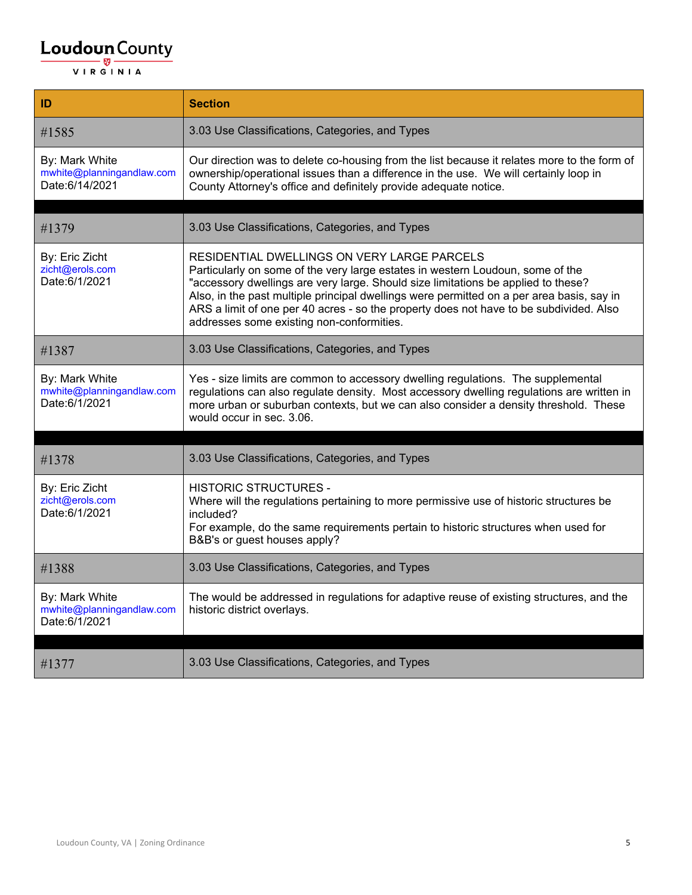| ID | Section |
|---|---|
| #1585 | 3.03 Use Classifications, Categories, and Types |
| By: Mark White<br>mwhite@planningandlaw.com<br>Date:6/14/2021 | Our direction was to delete co-housing from the list because it relates more to the form of ownership/operational issues than a difference in the use. We will certainly loop in County Attorney's office and definitely provide adequate notice. |
| | |
| #1379 | 3.03 Use Classifications, Categories, and Types |
| By: Eric Zicht<br>zicht@erols.com<br>Date:6/1/2021 | RESIDENTIAL DWELLINGS ON VERY LARGE PARCELS<br>Particularly on some of the very large estates in western Loudoun, some of the "accessory dwellings are very large. Should size limitations be applied to these?<br>Also, in the past multiple principal dwellings were permitted on a per area basis, say in ARS a limit of one per 40 acres - so the property does not have to be subdivided. Also addresses some existing non-conformities. |
| #1387 | 3.03 Use Classifications, Categories, and Types |
| By: Mark White<br>mwhite@planningandlaw.com<br>Date:6/1/2021 | Yes - size limits are common to accessory dwelling regulations. The supplemental regulations can also regulate density. Most accessory dwelling regulations are written in more urban or suburban contexts, but we can also consider a density threshold. These would occur in sec. 3.06. |
| | |
| #1378 | 3.03 Use Classifications, Categories, and Types |
| By: Eric Zicht<br>zicht@erols.com<br>Date:6/1/2021 | HISTORIC STRUCTURES -<br>Where will the regulations pertaining to more permissive use of historic structures be included?<br>For example, do the same requirements pertain to historic structures when used for B&B's or guest houses apply? |
| #1388 | 3.03 Use Classifications, Categories, and Types |
| By: Mark White<br>mwhite@planningandlaw.com<br>Date:6/1/2021 | The would be addressed in regulations for adaptive reuse of existing structures, and the historic district overlays. |
| | |
| #1377 | 3.03 Use Classifications, Categories, and Types |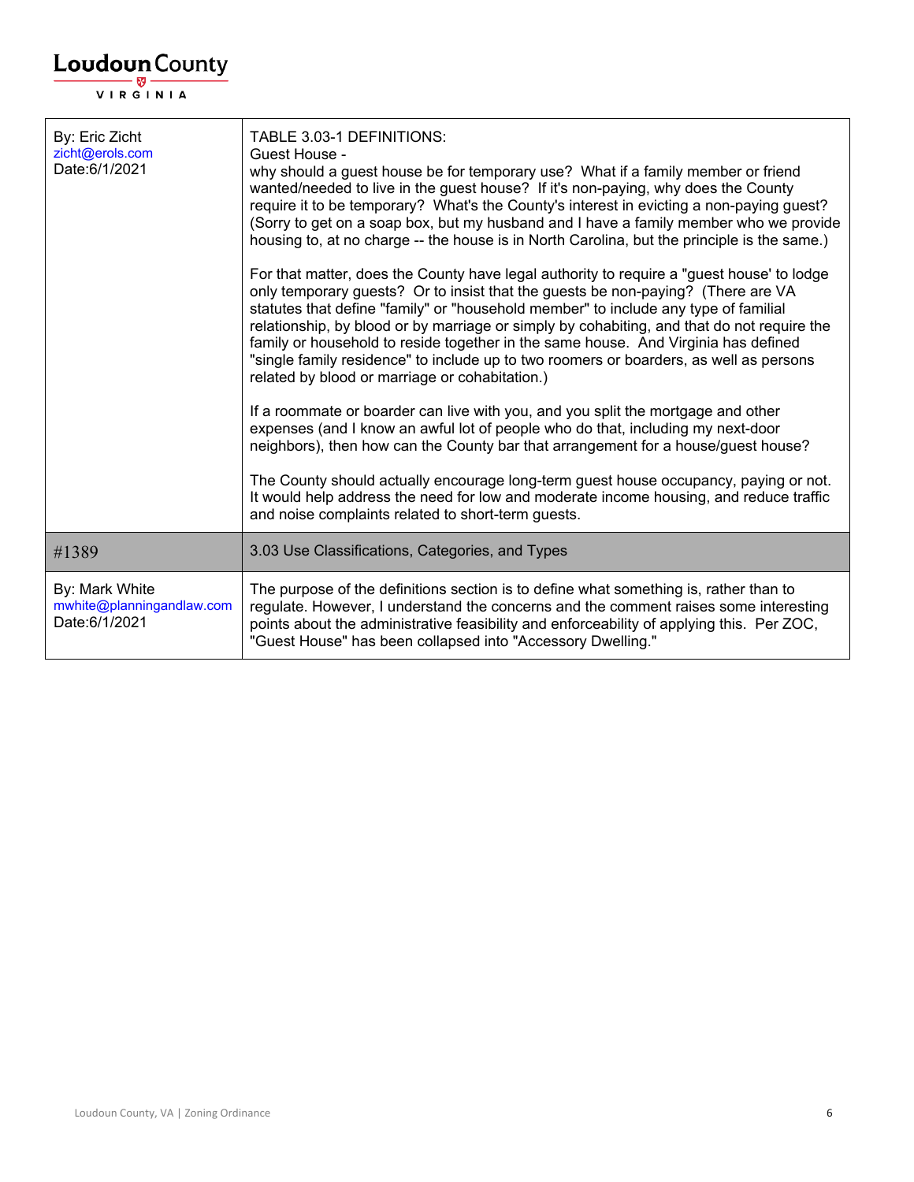| By: Eric Zicht<br>zicht@erols.com<br>Date:6/1/2021 | TABLE 3.03-1 DEFINITIONS:<br>Guest House -<br>why should a guest house be for temporary use? What if a family member or friend wanted/needed to live in the guest house? If it's non-paying, why does the County require it to be temporary? What's the County's interest in evicting a non-paying guest? (Sorry to get on a soap box, but my husband and I have a family member who we provide housing to, at no charge -- the house is in North Carolina, but the principle is the same.)<br><br>For that matter, does the County have legal authority to require a "guest house' to lodge only temporary guests? Or to insist that the guests be non-paying? (There are VA statutes that define "family" or "household member" to include any type of familial relationship, by blood or by marriage or simply by cohabiting, and that do not require the family or household to reside together in the same house. And Virginia has defined "single family residence" to include up to two roomers or boarders, as well as persons related by blood or marriage or cohabitation.)<br><br>If a roommate or boarder can live with you, and you split the mortgage and other expenses (and I know an awful lot of people who do that, including my next-door neighbors), then how can the County bar that arrangement for a house/guest house?<br><br>The County should actually encourage long-term guest house occupancy, paying or not. It would help address the need for low and moderate income housing, and reduce traffic and noise complaints related to short-term guests. |
|---|---|
| #1389 | 3.03 Use Classifications, Categories, and Types |
| By: Mark White<br>mwhite@planningandlaw.com<br>Date:6/1/2021 | The purpose of the definitions section is to define what something is, rather than to regulate. However, I understand the concerns and the comment raises some interesting points about the administrative feasibility and enforceability of applying this. Per ZOC, "Guest House" has been collapsed into "Accessory Dwelling." |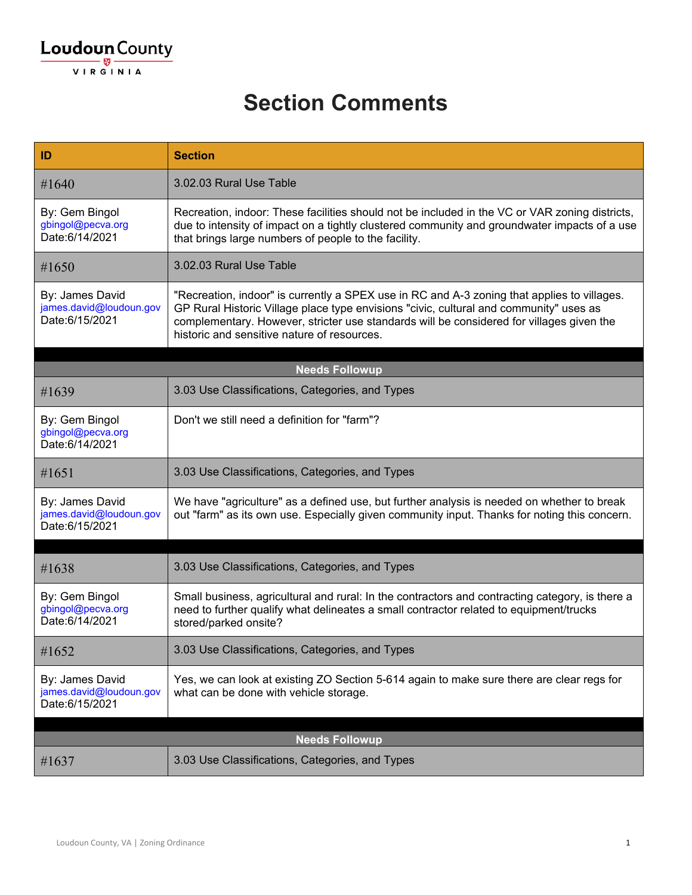Loudoun County
VIRGINIA

# Section Comments

| ID | Section |
|---|---|
| #1640 | 3.02.03 Rural Use Table |
| By: Gem Bingol<br>gbingol@pecva.org<br>Date:6/14/2021 | Recreation, indoor: These facilities should not be included in the VC or VAR zoning districts, due to intensity of impact on a tightly clustered community and groundwater impacts of a use that brings large numbers of people to the facility. |
| #1650 | 3.02.03 Rural Use Table |
| By: James David<br>james.david@loudoun.gov<br>Date:6/15/2021 | "Recreation, indoor" is currently a SPEX use in RC and A-3 zoning that applies to villages. GP Rural Historic Village place type envisions "civic, cultural and community" uses as complementary. However, stricter use standards will be considered for villages given the historic and sensitive nature of resources. |
| | **Needs Followup** |
| #1639 | 3.03 Use Classifications, Categories, and Types |
| By: Gem Bingol<br>gbingol@pecva.org<br>Date:6/14/2021 | Don't we still need a definition for "farm"? |
| #1651 | 3.03 Use Classifications, Categories, and Types |
| By: James David<br>james.david@loudoun.gov<br>Date:6/15/2021 | We have "agriculture" as a defined use, but further analysis is needed on whether to break out "farm" as its own use. Especially given community input. Thanks for noting this concern. |
| #1638 | 3.03 Use Classifications, Categories, and Types |
| By: Gem Bingol<br>gbingol@pecva.org<br>Date:6/14/2021 | Small business, agricultural and rural: In the contractors and contracting category, is there a need to further qualify what delineates a small contractor related to equipment/trucks stored/parked onsite? |
| #1652 | 3.03 Use Classifications, Categories, and Types |
| By: James David<br>james.david@loudoun.gov<br>Date:6/15/2021 | Yes, we can look at existing ZO Section 5-614 again to make sure there are clear regs for what can be done with vehicle storage. |
| | **Needs Followup** |
| #1637 | 3.03 Use Classifications, Categories, and Types |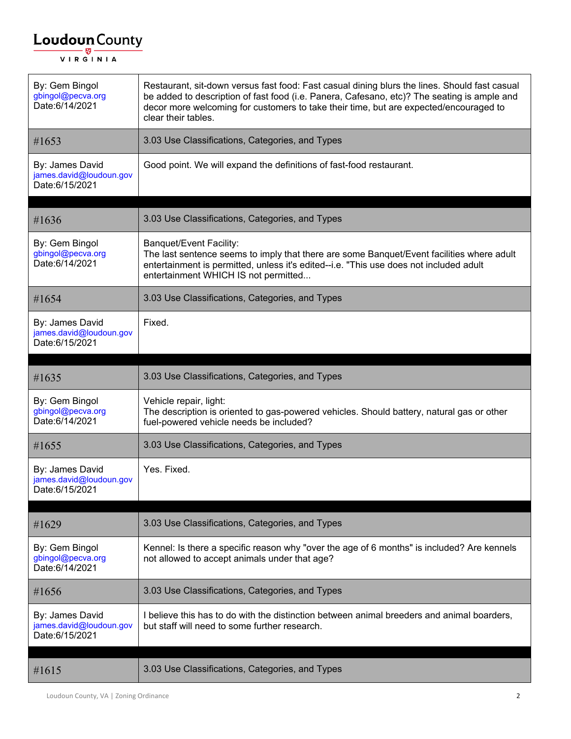| | |
|---|---|
| By: Gem Bingol<br>gbingol@pecva.org<br>Date:6/14/2021 | Restaurant, sit-down versus fast food: Fast casual dining blurs the lines. Should fast casual be added to description of fast food (i.e. Panera, Cafesano, etc)? The seating is ample and decor more welcoming for customers to take their time, but are expected/encouraged to clear their tables. |
| #1653 | 3.03 Use Classifications, Categories, and Types |
| By: James David<br>james.david@loudoun.gov<br>Date:6/15/2021 | Good point. We will expand the definitions of fast-food restaurant. |

| | |
|---|---|
| #1636 | 3.03 Use Classifications, Categories, and Types |
| By: Gem Bingol<br>gbingol@pecva.org<br>Date:6/14/2021 | Banquet/Event Facility:<br>The last sentence seems to imply that there are some Banquet/Event facilities where adult entertainment is permitted, unless it's edited--i.e. "This use does not included adult entertainment WHICH IS not permitted... |
| #1654 | 3.03 Use Classifications, Categories, and Types |
| By: James David<br>james.david@loudoun.gov<br>Date:6/15/2021 | Fixed. |

| | |
|---|---|
| #1635 | 3.03 Use Classifications, Categories, and Types |
| By: Gem Bingol<br>gbingol@pecva.org<br>Date:6/14/2021 | Vehicle repair, light:<br>The description is oriented to gas-powered vehicles. Should battery, natural gas or other fuel-powered vehicle needs be included? |
| #1655 | 3.03 Use Classifications, Categories, and Types |
| By: James David<br>james.david@loudoun.gov<br>Date:6/15/2021 | Yes. Fixed. |

| | |
|---|---|
| #1629 | 3.03 Use Classifications, Categories, and Types |
| By: Gem Bingol<br>gbingol@pecva.org<br>Date:6/14/2021 | Kennel: Is there a specific reason why "over the age of 6 months" is included? Are kennels not allowed to accept animals under that age? |
| #1656 | 3.03 Use Classifications, Categories, and Types |
| By: James David<br>james.david@loudoun.gov<br>Date:6/15/2021 | I believe this has to do with the distinction between animal breeders and animal boarders, but staff will need to some further research. |

| | |
|---|---|
| #1615 | 3.03 Use Classifications, Categories, and Types |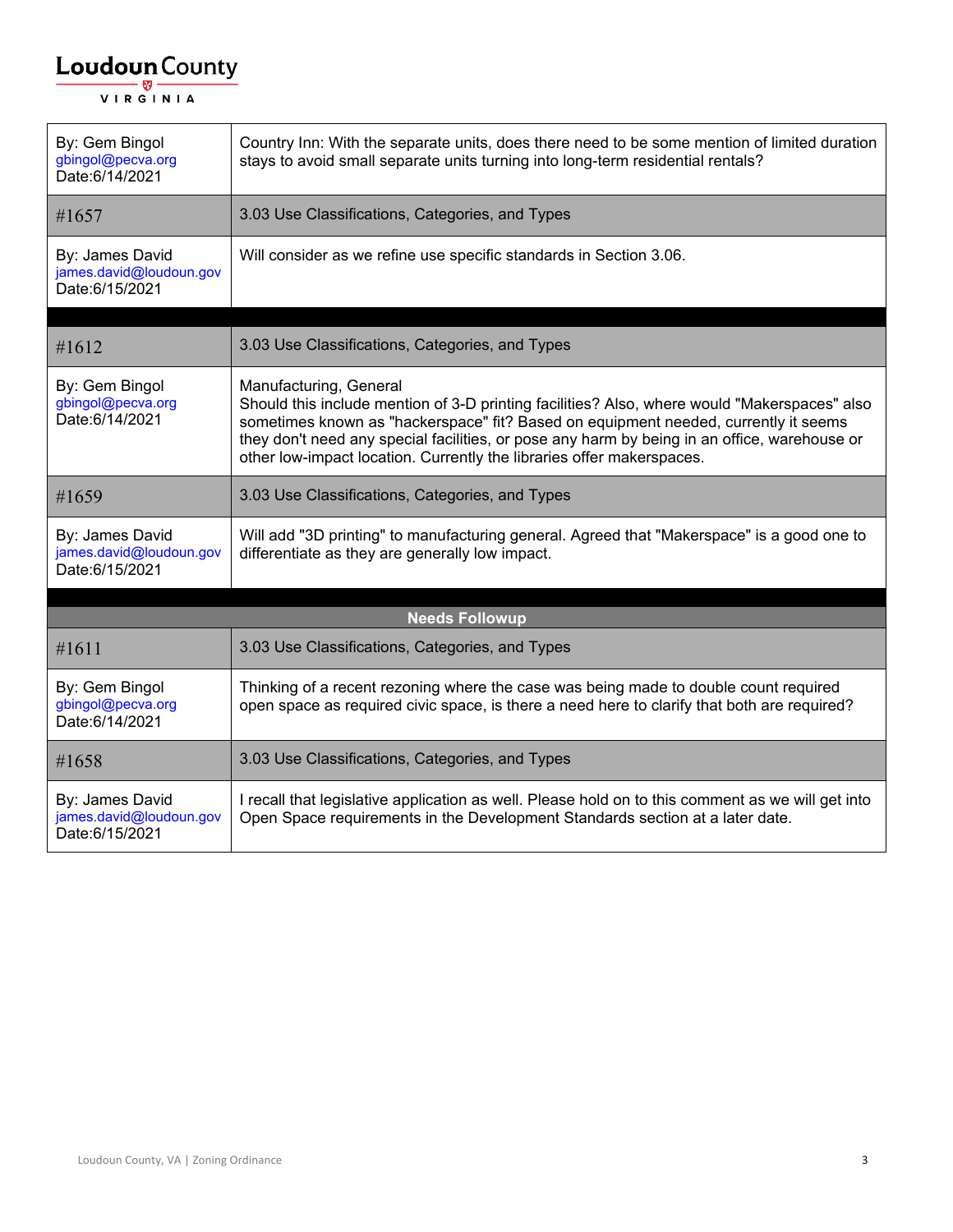| By: Gem Bingol<br>gbingol@pecva.org<br>Date:6/14/2021 | Country Inn: With the separate units, does there need to be some mention of limited duration stays to avoid small separate units turning into long-term residential rentals? |
|---|---|
| #1657 | 3.03 Use Classifications, Categories, and Types |
| By: James David<br>james.david@loudoun.gov<br>Date:6/15/2021 | Will consider as we refine use specific standards in Section 3.06. |

| #1612 | 3.03 Use Classifications, Categories, and Types |
|---|---|
| By: Gem Bingol<br>gbingol@pecva.org<br>Date:6/14/2021 | Manufacturing, General<br>Should this include mention of 3-D printing facilities? Also, where would "Makerspaces" also sometimes known as "hackerspace" fit? Based on equipment needed, currently it seems they don't need any special facilities, or pose any harm by being in an office, warehouse or other low-impact location. Currently the libraries offer makerspaces. |
| #1659 | 3.03 Use Classifications, Categories, and Types |
| By: James David<br>james.david@loudoun.gov<br>Date:6/15/2021 | Will add "3D printing" to manufacturing general. Agreed that "Makerspace" is a good one to differentiate as they are generally low impact. |

**Needs Followup**

| #1611 | 3.03 Use Classifications, Categories, and Types |
|---|---|
| By: Gem Bingol<br>gbingol@pecva.org<br>Date:6/14/2021 | Thinking of a recent rezoning where the case was being made to double count required open space as required civic space, is there a need here to clarify that both are required? |
| #1658 | 3.03 Use Classifications, Categories, and Types |
| By: James David<br>james.david@loudoun.gov<br>Date:6/15/2021 | I recall that legislative application as well. Please hold on to this comment as we will get into Open Space requirements in the Development Standards section at a later date. |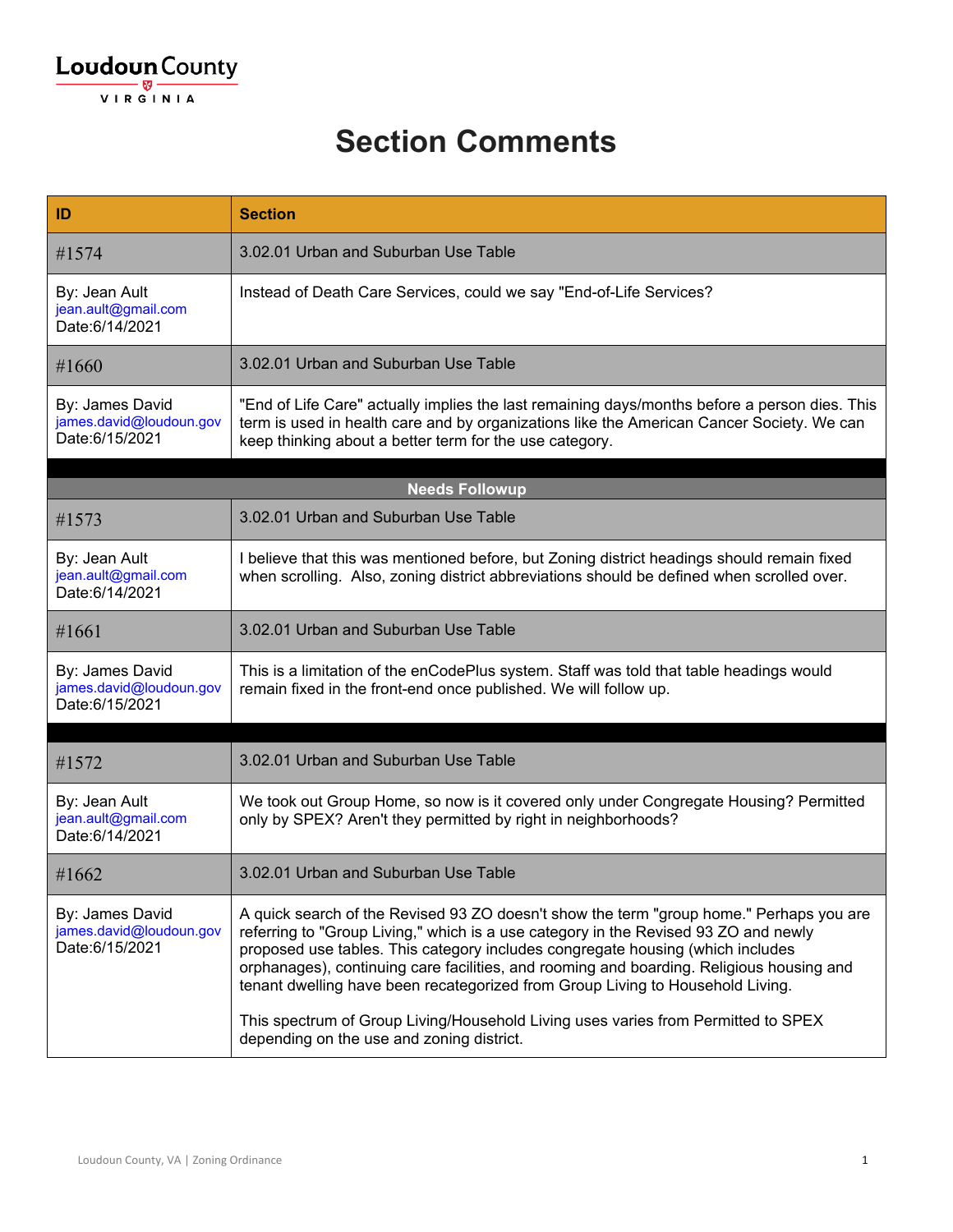Loudoun County
VIRGINIA

# Section Comments

| ID | Section |
|---|---|
| #1574 | 3.02.01 Urban and Suburban Use Table |
| By: Jean Ault<br>jean.ault@gmail.com<br>Date:6/14/2021 | Instead of Death Care Services, could we say "End-of-Life Services? |
| #1660 | 3.02.01 Urban and Suburban Use Table |
| By: James David<br>james.david@loudoun.gov<br>Date:6/15/2021 | "End of Life Care" actually implies the last remaining days/months before a person dies. This term is used in health care and by organizations like the American Cancer Society. We can keep thinking about a better term for the use category. |
| **Needs Followup** | |
| #1573 | 3.02.01 Urban and Suburban Use Table |
| By: Jean Ault<br>jean.ault@gmail.com<br>Date:6/14/2021 | I believe that this was mentioned before, but Zoning district headings should remain fixed when scrolling. Also, zoning district abbreviations should be defined when scrolled over. |
| #1661 | 3.02.01 Urban and Suburban Use Table |
| By: James David<br>james.david@loudoun.gov<br>Date:6/15/2021 | This is a limitation of the enCodePlus system. Staff was told that table headings would remain fixed in the front-end once published. We will follow up. |
| #1572 | 3.02.01 Urban and Suburban Use Table |
| By: Jean Ault<br>jean.ault@gmail.com<br>Date:6/14/2021 | We took out Group Home, so now is it covered only under Congregate Housing? Permitted only by SPEX? Aren't they permitted by right in neighborhoods? |
| #1662 | 3.02.01 Urban and Suburban Use Table |
| By: James David<br>james.david@loudoun.gov<br>Date:6/15/2021 | A quick search of the Revised 93 ZO doesn't show the term "group home." Perhaps you are referring to "Group Living," which is a use category in the Revised 93 ZO and newly proposed use tables. This category includes congregate housing (which includes orphanages), continuing care facilities, and rooming and boarding. Religious housing and tenant dwelling have been recategorized from Group Living to Household Living.<br><br>This spectrum of Group Living/Household Living uses varies from Permitted to SPEX depending on the use and zoning district. |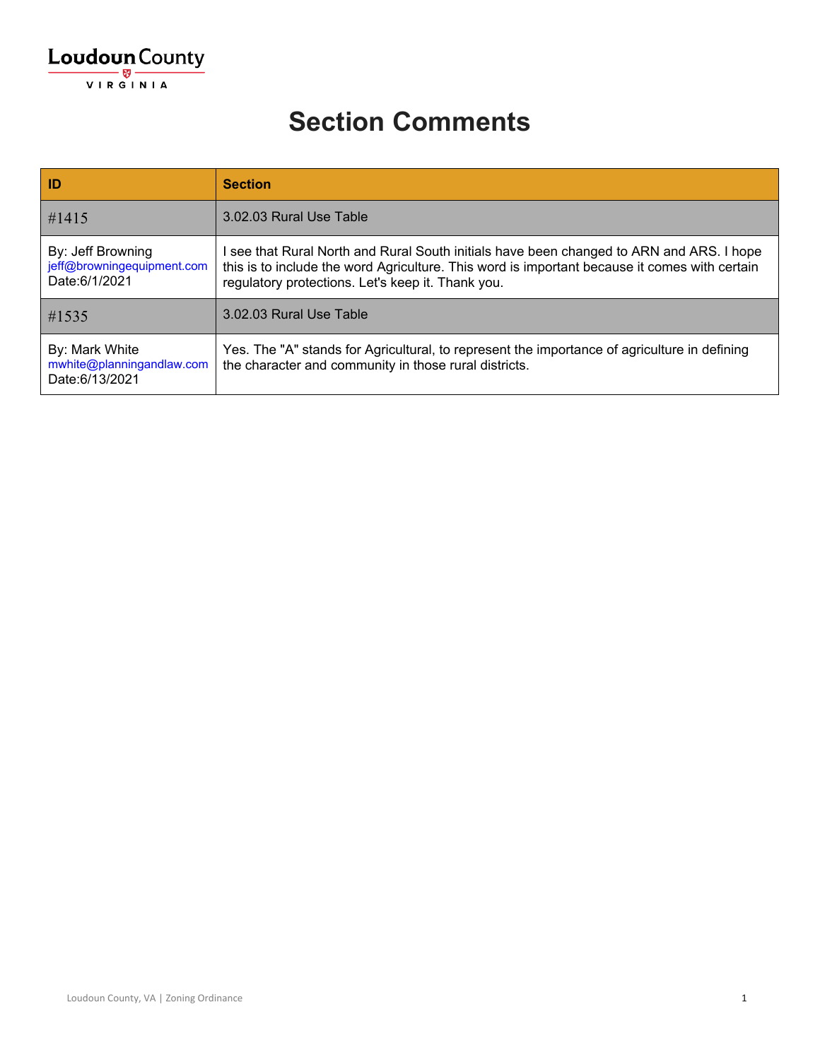Loudoun County

VIRGINIA

# Section Comments

| ID | Section |
|---|---|
| #1415 | 3.02.03 Rural Use Table |
| By: Jeff Browning<br>jeff@browningequipment.com<br>Date:6/1/2021 | I see that Rural North and Rural South initials have been changed to ARN and ARS. I hope this is to include the word Agriculture. This word is important because it comes with certain regulatory protections. Let's keep it. Thank you. |
| #1535 | 3.02.03 Rural Use Table |
| By: Mark White<br>mwhite@planningandlaw.com<br>Date:6/13/2021 | Yes. The "A" stands for Agricultural, to represent the importance of agriculture in defining the character and community in those rural districts. |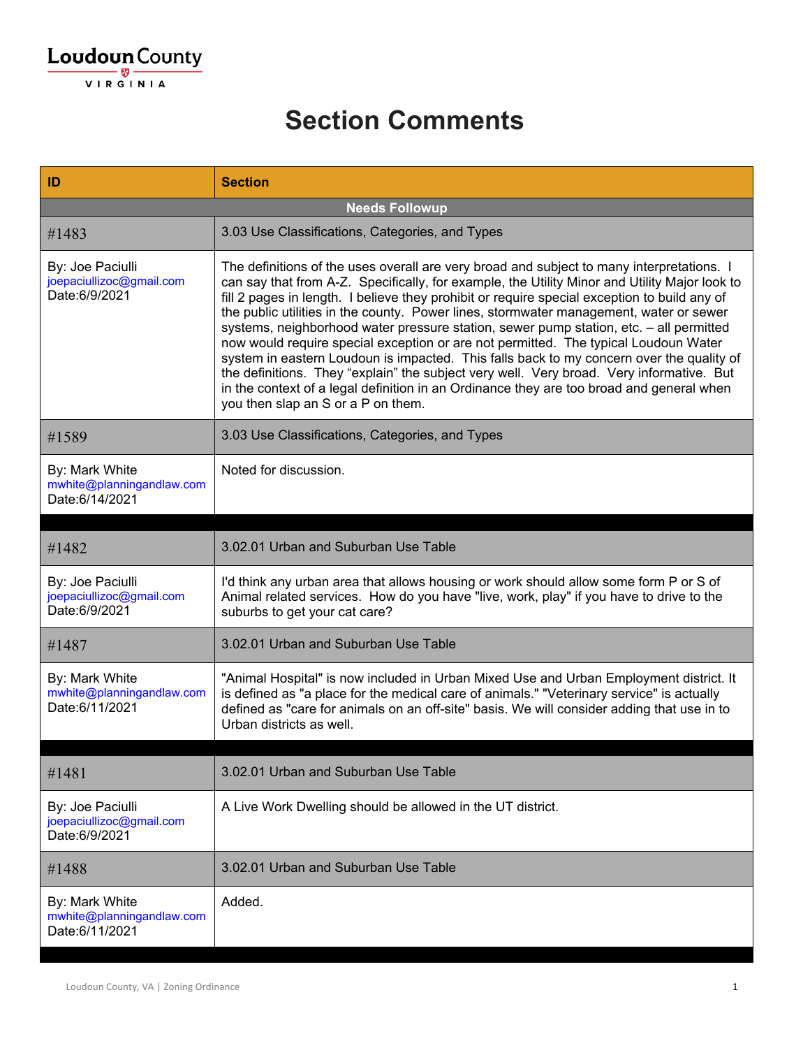# Section Comments

| ID | Section |
|---|---|
| **Needs Followup** | |
| #1483 | 3.03 Use Classifications, Categories, and Types |
| By: Joe Paciulli<br>joepaciullizoc@gmail.com<br>Date:6/9/2021 | The definitions of the uses overall are very broad and subject to many interpretations. I can say that from A-Z. Specifically, for example, the Utility Minor and Utility Major look to fill 2 pages in length. I believe they prohibit or require special exception to build any of the public utilities in the county. Power lines, stormwater management, water or sewer systems, neighborhood water pressure station, sewer pump station, etc. – all permitted now would require special exception or are not permitted. The typical Loudoun Water system in eastern Loudoun is impacted. This falls back to my concern over the quality of the definitions. They “explain” the subject very well. Very broad. Very informative. But in the context of a legal definition in an Ordinance they are too broad and general when you then slap an S or a P on them. |
| #1589 | 3.03 Use Classifications, Categories, and Types |
| By: Mark White<br>mwhite@planningandlaw.com<br>Date:6/14/2021 | Noted for discussion. |
| | |
| #1482 | 3.02.01 Urban and Suburban Use Table |
| By: Joe Paciulli<br>joepaciullizoc@gmail.com<br>Date:6/9/2021 | I'd think any urban area that allows housing or work should allow some form P or S of Animal related services. How do you have "live, work, play" if you have to drive to the suburbs to get your cat care? |
| #1487 | 3.02.01 Urban and Suburban Use Table |
| By: Mark White<br>mwhite@planningandlaw.com<br>Date:6/11/2021 | "Animal Hospital" is now included in Urban Mixed Use and Urban Employment district. It is defined as "a place for the medical care of animals." "Veterinary service" is actually defined as "care for animals on an off-site" basis. We will consider adding that use in to Urban districts as well. |
| | |
| #1481 | 3.02.01 Urban and Suburban Use Table |
| By: Joe Paciulli<br>joepaciullizoc@gmail.com<br>Date:6/9/2021 | A Live Work Dwelling should be allowed in the UT district. |
| #1488 | 3.02.01 Urban and Suburban Use Table |
| By: Mark White<br>mwhite@planningandlaw.com<br>Date:6/11/2021 | Added. |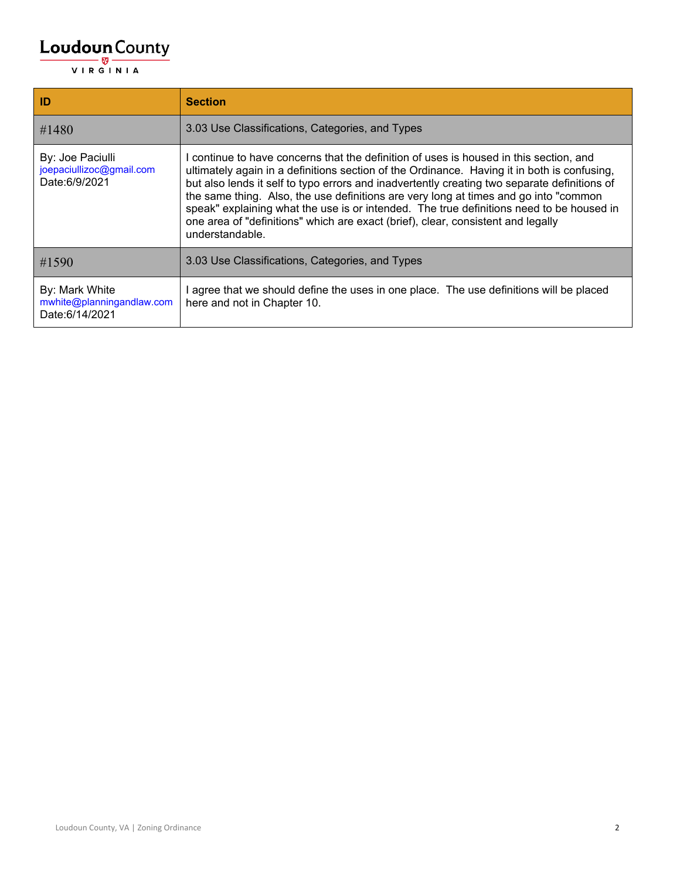| ID | Section |
| --- | --- |
| #1480 | 3.03 Use Classifications, Categories, and Types |
| By: Joe Paciulli<br>joepaciullizoc@gmail.com<br>Date:6/9/2021 | I continue to have concerns that the definition of uses is housed in this section, and ultimately again in a definitions section of the Ordinance. Having it in both is confusing, but also lends it self to typo errors and inadvertently creating two separate definitions of the same thing. Also, the use definitions are very long at times and go into "common speak" explaining what the use is or intended. The true definitions need to be housed in one area of "definitions" which are exact (brief), clear, consistent and legally understandable. |
| #1590 | 3.03 Use Classifications, Categories, and Types |
| By: Mark White<br>mwhite@planningandlaw.com<br>Date:6/14/2021 | I agree that we should define the uses in one place. The use definitions will be placed here and not in Chapter 10. |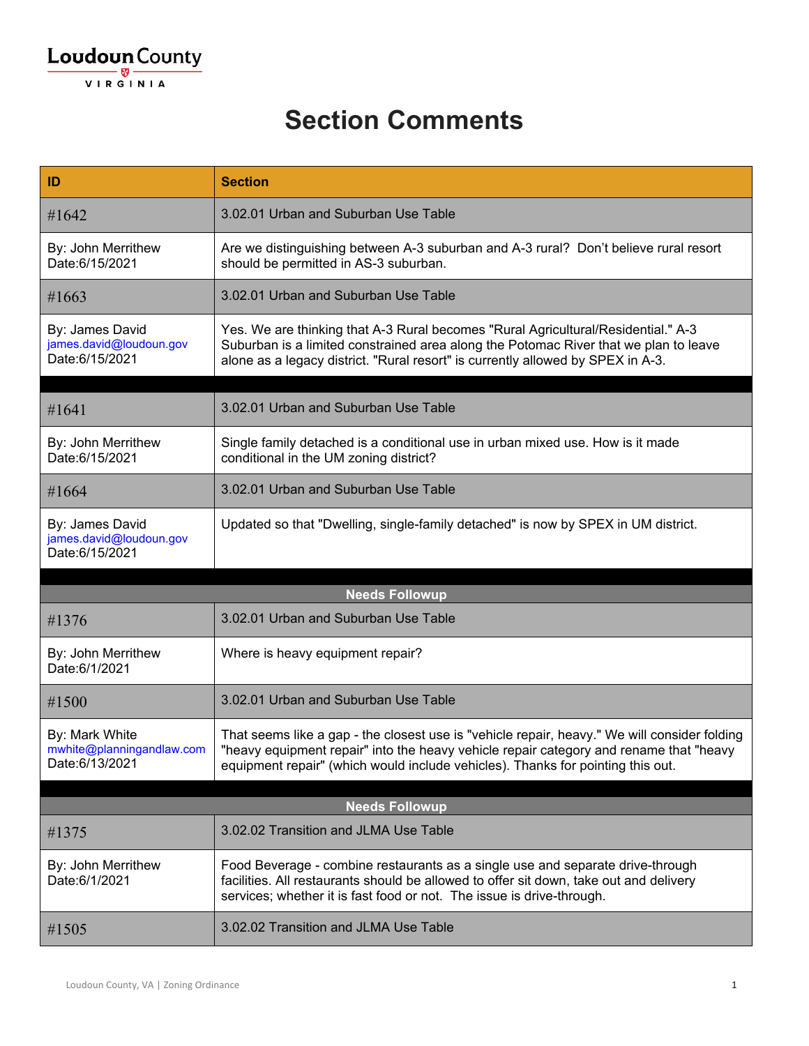Loudoun County
VIRGINIA

# Section Comments

| ID | Section |
|---|---|
| #1642 | 3.02.01 Urban and Suburban Use Table |
| By: John Merrithew<br>Date:6/15/2021 | Are we distinguishing between A-3 suburban and A-3 rural? Don't believe rural resort should be permitted in AS-3 suburban. |
| #1663 | 3.02.01 Urban and Suburban Use Table |
| By: James David<br>james.david@loudoun.gov<br>Date:6/15/2021 | Yes. We are thinking that A-3 Rural becomes "Rural Agricultural/Residential." A-3 Suburban is a limited constrained area along the Potomac River that we plan to leave alone as a legacy district. "Rural resort" is currently allowed by SPEX in A-3. |
| | |
| #1641 | 3.02.01 Urban and Suburban Use Table |
| By: John Merrithew<br>Date:6/15/2021 | Single family detached is a conditional use in urban mixed use. How is it made conditional in the UM zoning district? |
| #1664 | 3.02.01 Urban and Suburban Use Table |
| By: James David<br>james.david@loudoun.gov<br>Date:6/15/2021 | Updated so that "Dwelling, single-family detached" is now by SPEX in UM district. |
| | |
| **Needs Followup** | |
| #1376 | 3.02.01 Urban and Suburban Use Table |
| By: John Merrithew<br>Date:6/1/2021 | Where is heavy equipment repair? |
| #1500 | 3.02.01 Urban and Suburban Use Table |
| By: Mark White<br>mwhite@planningandlaw.com<br>Date:6/13/2021 | That seems like a gap - the closest use is "vehicle repair, heavy." We will consider folding "heavy equipment repair" into the heavy vehicle repair category and rename that "heavy equipment repair" (which would include vehicles). Thanks for pointing this out. |
| | |
| **Needs Followup** | |
| #1375 | 3.02.02 Transition and JLMA Use Table |
| By: John Merrithew<br>Date:6/1/2021 | Food Beverage - combine restaurants as a single use and separate drive-through facilities. All restaurants should be allowed to offer sit down, take out and delivery services; whether it is fast food or not. The issue is drive-through. |
| #1505 | 3.02.02 Transition and JLMA Use Table |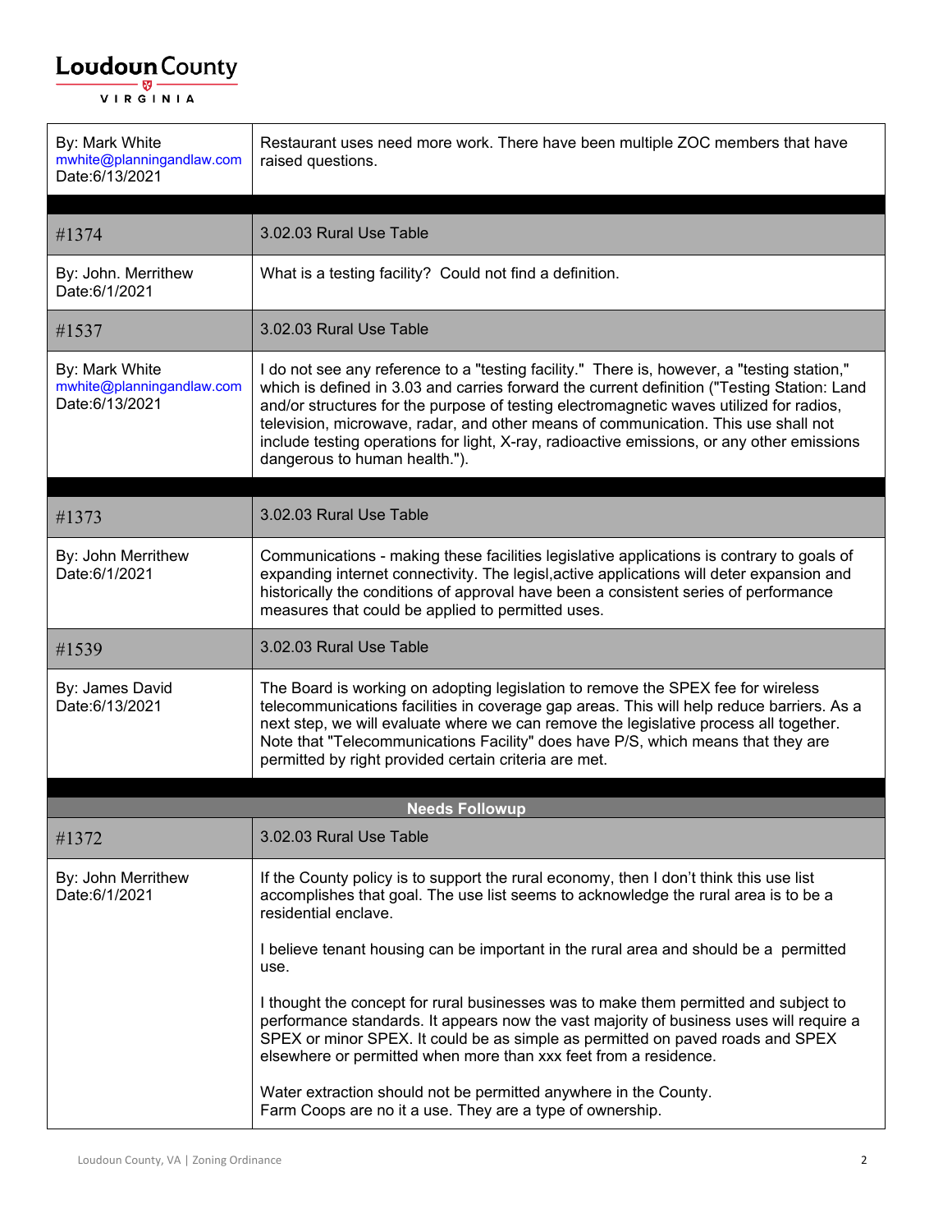| | |
|---|---|
| By: Mark White<br>mwhite@planningandlaw.com<br>Date:6/13/2021 | Restaurant uses need more work. There have been multiple ZOC members that have raised questions. |

| | |
|---|---|
| #1374 | 3.02.03 Rural Use Table |
| By: John. Merrithew<br>Date:6/1/2021 | What is a testing facility? Could not find a definition. |
| #1537 | 3.02.03 Rural Use Table |
| By: Mark White<br>mwhite@planningandlaw.com<br>Date:6/13/2021 | I do not see any reference to a "testing facility." There is, however, a "testing station," which is defined in 3.03 and carries forward the current definition ("Testing Station: Land and/or structures for the purpose of testing electromagnetic waves utilized for radios, television, microwave, radar, and other means of communication. This use shall not include testing operations for light, X-ray, radioactive emissions, or any other emissions dangerous to human health."). |

| | |
|---|---|
| #1373 | 3.02.03 Rural Use Table |
| By: John Merrithew<br>Date:6/1/2021 | Communications - making these facilities legislative applications is contrary to goals of expanding internet connectivity. The legisl,active applications will deter expansion and historically the conditions of approval have been a consistent series of performance measures that could be applied to permitted uses. |
| #1539 | 3.02.03 Rural Use Table |
| By: James David<br>Date:6/13/2021 | The Board is working on adopting legislation to remove the SPEX fee for wireless telecommunications facilities in coverage gap areas. This will help reduce barriers. As a next step, we will evaluate where we can remove the legislative process all together. Note that "Telecommunications Facility" does have P/S, which means that they are permitted by right provided certain criteria are met. |

**Needs Followup**

| | |
|---|---|
| #1372 | 3.02.03 Rural Use Table |
| By: John Merrithew<br>Date:6/1/2021 | If the County policy is to support the rural economy, then I don't think this use list accomplishes that goal. The use list seems to acknowledge the rural area is to be a residential enclave.<br><br>I believe tenant housing can be important in the rural area and should be a permitted use.<br><br>I thought the concept for rural businesses was to make them permitted and subject to performance standards. It appears now the vast majority of business uses will require a SPEX or minor SPEX. It could be as simple as permitted on paved roads and SPEX elsewhere or permitted when more than xxx feet from a residence.<br><br>Water extraction should not be permitted anywhere in the County.<br>Farm Coops are no it a use. They are a type of ownership. |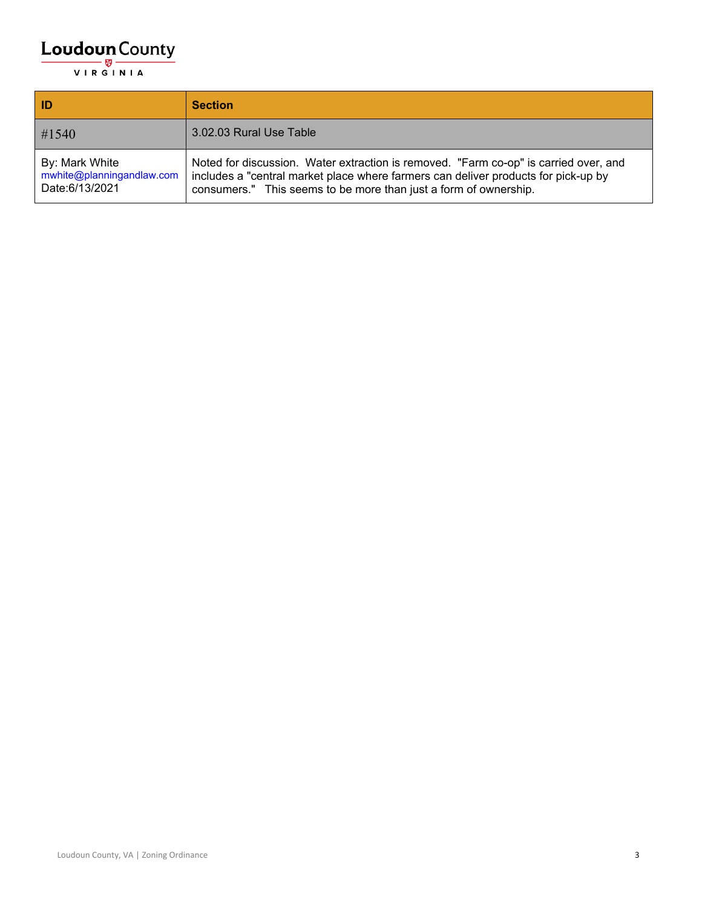Loudoun County

VIRGINIA

| ID | Section |
|---|---|
| #1540 | 3.02.03 Rural Use Table |
| By: Mark White<br>mwhite@planningandlaw.com<br>Date:6/13/2021 | Noted for discussion. Water extraction is removed. "Farm co-op" is carried over, and includes a "central market place where farmers can deliver products for pick-up by consumers." This seems to be more than just a form of ownership. |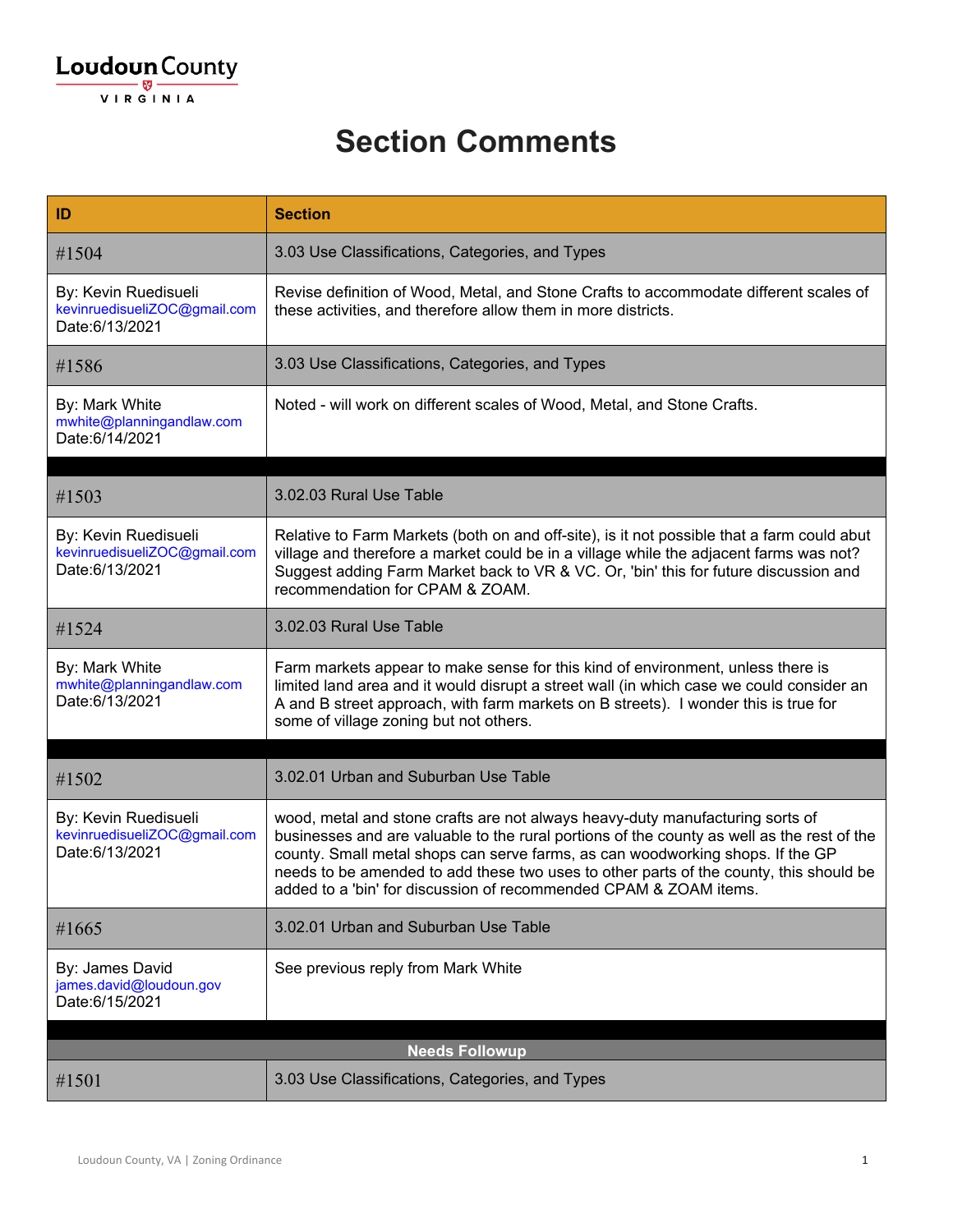# Section Comments

| ID | Section |
| --- | --- |
| #1504 | 3.03 Use Classifications, Categories, and Types |
| By: Kevin Ruedisueli<br>kevinruedisueliZOC@gmail.com<br>Date:6/13/2021 | Revise definition of Wood, Metal, and Stone Crafts to accommodate different scales of these activities, and therefore allow them in more districts. |
| #1586 | 3.03 Use Classifications, Categories, and Types |
| By: Mark White<br>mwhite@planningandlaw.com<br>Date:6/14/2021 | Noted - will work on different scales of Wood, Metal, and Stone Crafts. |
| | |
| #1503 | 3.02.03 Rural Use Table |
| By: Kevin Ruedisueli<br>kevinruedisueliZOC@gmail.com<br>Date:6/13/2021 | Relative to Farm Markets (both on and off-site), is it not possible that a farm could abut village and therefore a market could be in a village while the adjacent farms was not? Suggest adding Farm Market back to VR & VC. Or, 'bin' this for future discussion and recommendation for CPAM & ZOAM. |
| #1524 | 3.02.03 Rural Use Table |
| By: Mark White<br>mwhite@planningandlaw.com<br>Date:6/13/2021 | Farm markets appear to make sense for this kind of environment, unless there is limited land area and it would disrupt a street wall (in which case we could consider an A and B street approach, with farm markets on B streets). I wonder this is true for some of village zoning but not others. |
| | |
| #1502 | 3.02.01 Urban and Suburban Use Table |
| By: Kevin Ruedisueli<br>kevinruedisueliZOC@gmail.com<br>Date:6/13/2021 | wood, metal and stone crafts are not always heavy-duty manufacturing sorts of businesses and are valuable to the rural portions of the county as well as the rest of the county. Small metal shops can serve farms, as can woodworking shops. If the GP needs to be amended to add these two uses to other parts of the county, this should be added to a 'bin' for discussion of recommended CPAM & ZOAM items. |
| #1665 | 3.02.01 Urban and Suburban Use Table |
| By: James David<br>james.david@loudoun.gov<br>Date:6/15/2021 | See previous reply from Mark White |
| | |
| **Needs Followup** | |
| #1501 | 3.03 Use Classifications, Categories, and Types |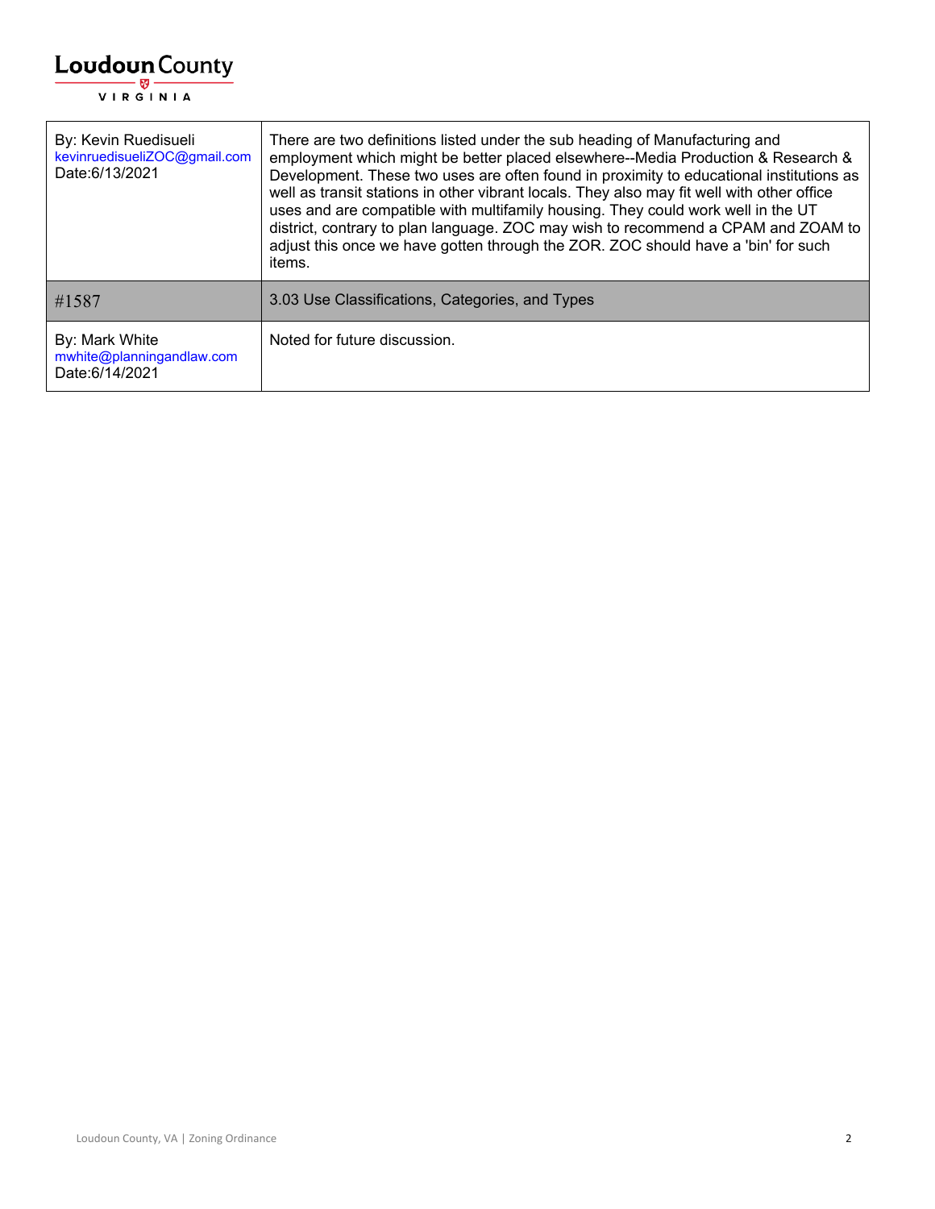| By: Kevin Ruedisueli kevinruedisueliZOC@gmail.com Date:6/13/2021 | There are two definitions listed under the sub heading of Manufacturing and employment which might be better placed elsewhere--Media Production & Research & Development. These two uses are often found in proximity to educational institutions as well as transit stations in other vibrant locals. They also may fit well with other office uses and are compatible with multifamily housing. They could work well in the UT district, contrary to plan language. ZOC may wish to recommend a CPAM and ZOAM to adjust this once we have gotten through the ZOR. ZOC should have a 'bin' for such items. |
|---|---|
| #1587 | 3.03 Use Classifications, Categories, and Types |
| By: Mark White mwhite@planningandlaw.com Date:6/14/2021 | Noted for future discussion. |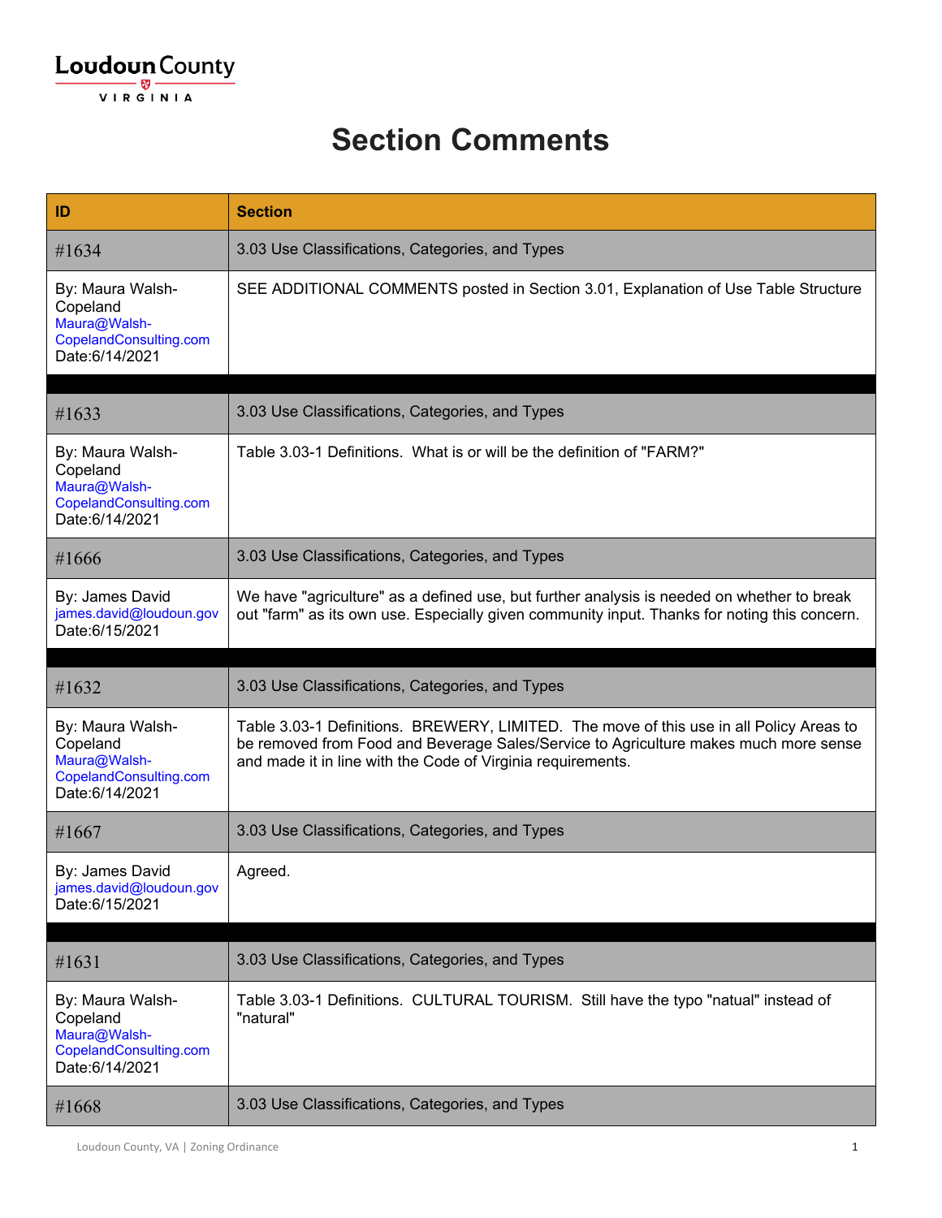Loudoun County
VIRGINIA

# Section Comments

| ID | Section |
|---|---|
| #1634 | 3.03 Use Classifications, Categories, and Types |
| By: Maura Walsh-Copeland Maura@Walsh-CopelandConsulting.com Date:6/14/2021 | SEE ADDITIONAL COMMENTS posted in Section 3.01, Explanation of Use Table Structure |
| | |
| #1633 | 3.03 Use Classifications, Categories, and Types |
| By: Maura Walsh-Copeland Maura@Walsh-CopelandConsulting.com Date:6/14/2021 | Table 3.03-1 Definitions. What is or will be the definition of "FARM?" |
| #1666 | 3.03 Use Classifications, Categories, and Types |
| By: James David james.david@loudoun.gov Date:6/15/2021 | We have "agriculture" as a defined use, but further analysis is needed on whether to break out "farm" as its own use. Especially given community input. Thanks for noting this concern. |
| | |
| #1632 | 3.03 Use Classifications, Categories, and Types |
| By: Maura Walsh-Copeland Maura@Walsh-CopelandConsulting.com Date:6/14/2021 | Table 3.03-1 Definitions. BREWERY, LIMITED. The move of this use in all Policy Areas to be removed from Food and Beverage Sales/Service to Agriculture makes much more sense and made it in line with the Code of Virginia requirements. |
| #1667 | 3.03 Use Classifications, Categories, and Types |
| By: James David james.david@loudoun.gov Date:6/15/2021 | Agreed. |
| | |
| #1631 | 3.03 Use Classifications, Categories, and Types |
| By: Maura Walsh-Copeland Maura@Walsh-CopelandConsulting.com Date:6/14/2021 | Table 3.03-1 Definitions. CULTURAL TOURISM. Still have the typo "natual" instead of "natural" |
| #1668 | 3.03 Use Classifications, Categories, and Types |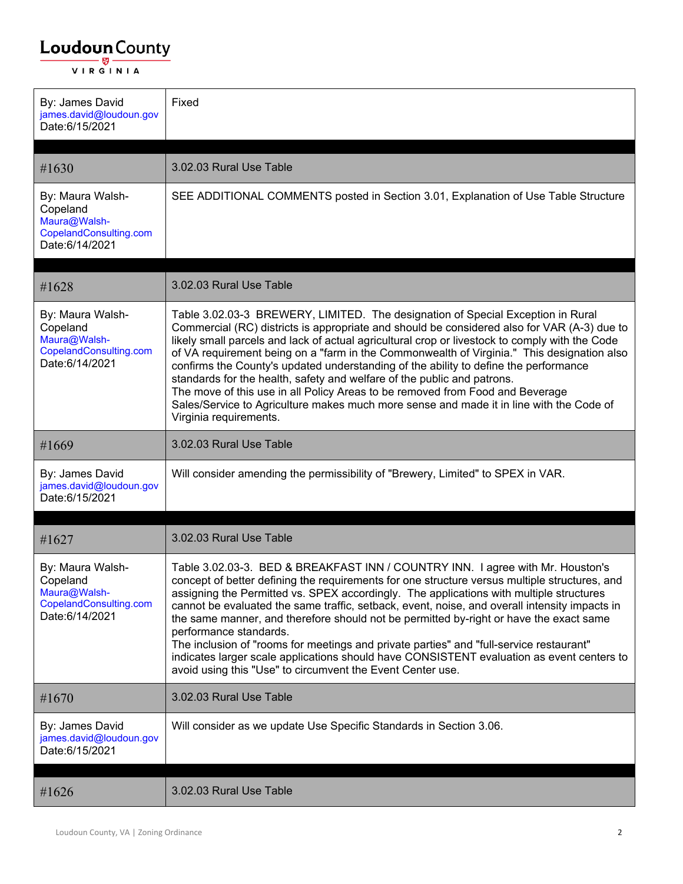| By: James David james.david@loudoun.gov Date:6/15/2021 | Fixed |
|---|---|
| | |
| #1630 | 3.02.03 Rural Use Table |
| By: Maura Walsh-Copeland Maura@Walsh-CopelandConsulting.com Date:6/14/2021 | SEE ADDITIONAL COMMENTS posted in Section 3.01, Explanation of Use Table Structure |
| | |
| #1628 | 3.02.03 Rural Use Table |
| By: Maura Walsh-Copeland Maura@Walsh-CopelandConsulting.com Date:6/14/2021 | Table 3.02.03-3 BREWERY, LIMITED. The designation of Special Exception in Rural Commercial (RC) districts is appropriate and should be considered also for VAR (A-3) due to likely small parcels and lack of actual agricultural crop or livestock to comply with the Code of VA requirement being on a "farm in the Commonwealth of Virginia." This designation also confirms the County's updated understanding of the ability to define the performance standards for the health, safety and welfare of the public and patrons.<br>The move of this use in all Policy Areas to be removed from Food and Beverage Sales/Service to Agriculture makes much more sense and made it in line with the Code of Virginia requirements. |
| #1669 | 3.02.03 Rural Use Table |
| By: James David james.david@loudoun.gov Date:6/15/2021 | Will consider amending the permissibility of "Brewery, Limited" to SPEX in VAR. |
| | |
| #1627 | 3.02.03 Rural Use Table |
| By: Maura Walsh-Copeland Maura@Walsh-CopelandConsulting.com Date:6/14/2021 | Table 3.02.03-3. BED & BREAKFAST INN / COUNTRY INN. I agree with Mr. Houston's concept of better defining the requirements for one structure versus multiple structures, and assigning the Permitted vs. SPEX accordingly. The applications with multiple structures cannot be evaluated the same traffic, setback, event, noise, and overall intensity impacts in the same manner, and therefore should not be permitted by-right or have the exact same performance standards.<br>The inclusion of "rooms for meetings and private parties" and "full-service restaurant" indicates larger scale applications should have CONSISTENT evaluation as event centers to avoid using this "Use" to circumvent the Event Center use. |
| #1670 | 3.02.03 Rural Use Table |
| By: James David james.david@loudoun.gov Date:6/15/2021 | Will consider as we update Use Specific Standards in Section 3.06. |
| | |
| #1626 | 3.02.03 Rural Use Table |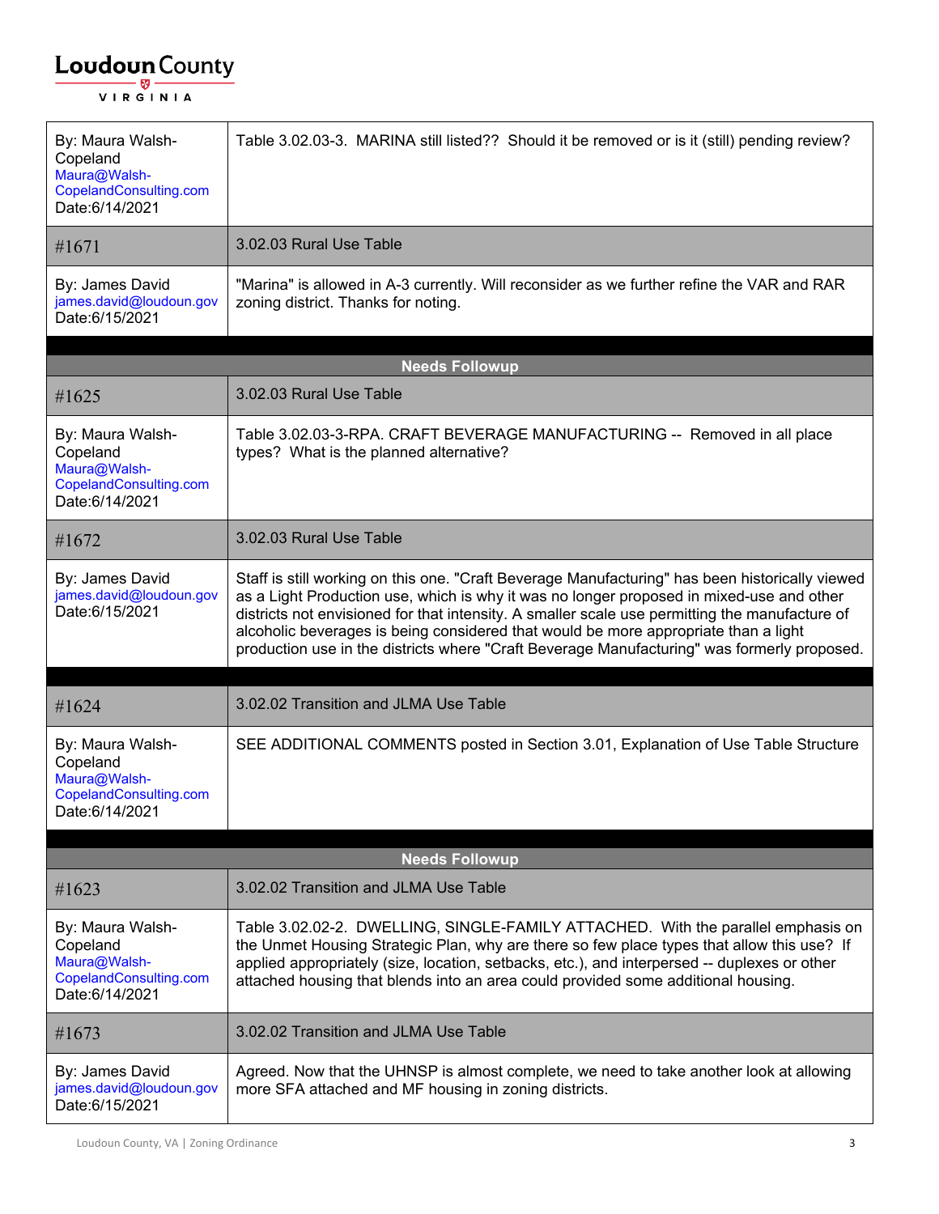| By: Maura Walsh-Copeland Maura@Walsh-CopelandConsulting.com Date:6/14/2021 | Table 3.02.03-3. MARINA still listed?? Should it be removed or is it (still) pending review? |
|---|---|
| #1671 | 3.02.03 Rural Use Table |
| By: James David james.david@loudoun.gov Date:6/15/2021 | "Marina" is allowed in A-3 currently. Will reconsider as we further refine the VAR and RAR zoning district. Thanks for noting. |

**Needs Followup**

| #1625 | 3.02.03 Rural Use Table |
|---|---|
| By: Maura Walsh-Copeland Maura@Walsh-CopelandConsulting.com Date:6/14/2021 | Table 3.02.03-3-RPA. CRAFT BEVERAGE MANUFACTURING -- Removed in all place types? What is the planned alternative? |
| #1672 | 3.02.03 Rural Use Table |
| By: James David james.david@loudoun.gov Date:6/15/2021 | Staff is still working on this one. "Craft Beverage Manufacturing" has been historically viewed as a Light Production use, which is why it was no longer proposed in mixed-use and other districts not envisioned for that intensity. A smaller scale use permitting the manufacture of alcoholic beverages is being considered that would be more appropriate than a light production use in the districts where "Craft Beverage Manufacturing" was formerly proposed. |

| #1624 | 3.02.02 Transition and JLMA Use Table |
|---|---|
| By: Maura Walsh-Copeland Maura@Walsh-CopelandConsulting.com Date:6/14/2021 | SEE ADDITIONAL COMMENTS posted in Section 3.01, Explanation of Use Table Structure |

**Needs Followup**

| #1623 | 3.02.02 Transition and JLMA Use Table |
|---|---|
| By: Maura Walsh-Copeland Maura@Walsh-CopelandConsulting.com Date:6/14/2021 | Table 3.02.02-2. DWELLING, SINGLE-FAMILY ATTACHED. With the parallel emphasis on the Unmet Housing Strategic Plan, why are there so few place types that allow this use? If applied appropriately (size, location, setbacks, etc.), and interpersed -- duplexes or other attached housing that blends into an area could provided some additional housing. |
| #1673 | 3.02.02 Transition and JLMA Use Table |
| By: James David james.david@loudoun.gov Date:6/15/2021 | Agreed. Now that the UHNSP is almost complete, we need to take another look at allowing more SFA attached and MF housing in zoning districts. |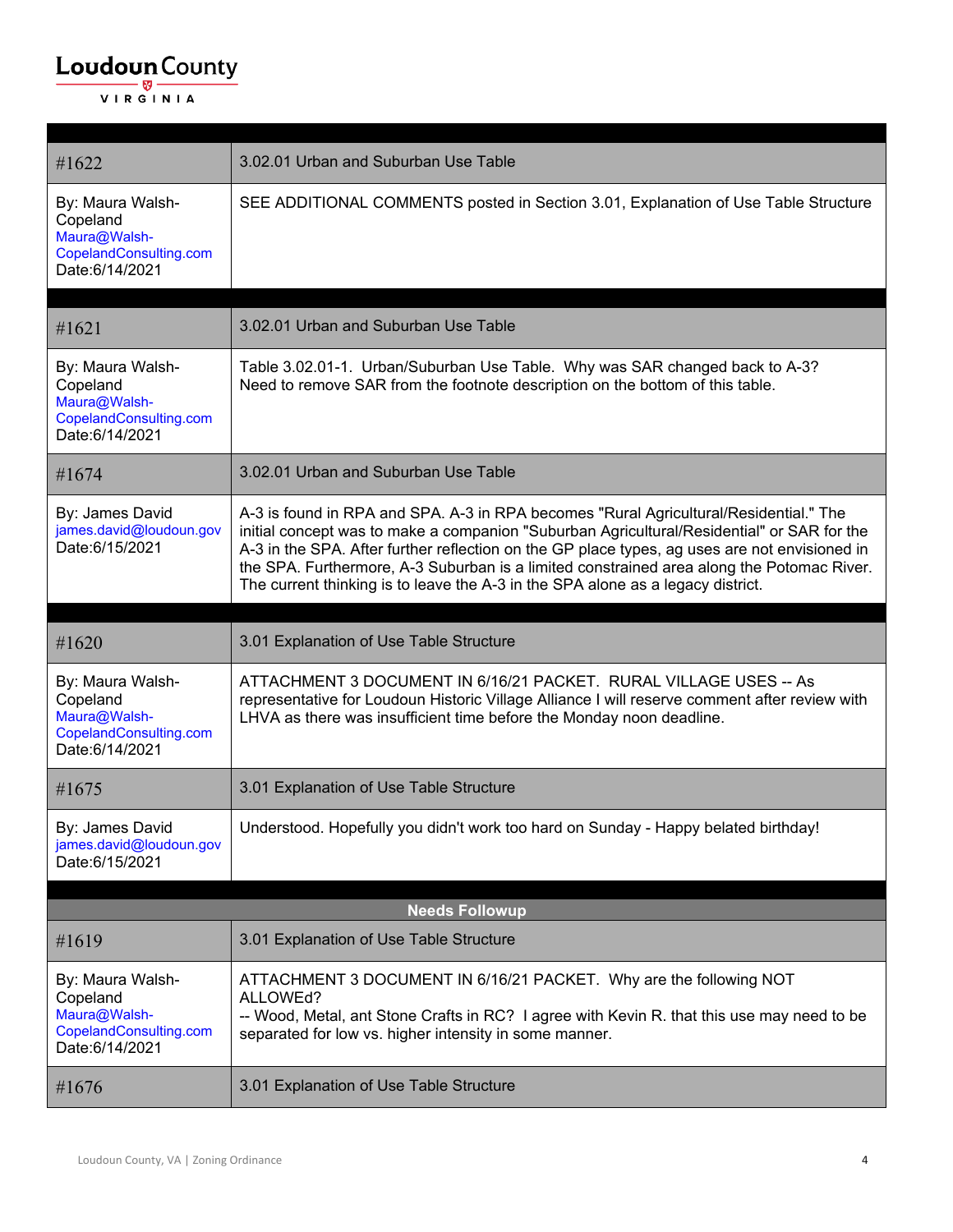| | |
|---|---|
| #1622 | 3.02.01 Urban and Suburban Use Table |
| By: Maura Walsh-Copeland Maura@Walsh-CopelandConsulting.com Date:6/14/2021 | SEE ADDITIONAL COMMENTS posted in Section 3.01, Explanation of Use Table Structure |

| | |
|---|---|
| #1621 | 3.02.01 Urban and Suburban Use Table |
| By: Maura Walsh-Copeland Maura@Walsh-CopelandConsulting.com Date:6/14/2021 | Table 3.02.01-1. Urban/Suburban Use Table. Why was SAR changed back to A-3? Need to remove SAR from the footnote description on the bottom of this table. |
| #1674 | 3.02.01 Urban and Suburban Use Table |
| By: James David james.david@loudoun.gov Date:6/15/2021 | A-3 is found in RPA and SPA. A-3 in RPA becomes "Rural Agricultural/Residential." The initial concept was to make a companion "Suburban Agricultural/Residential" or SAR for the A-3 in the SPA. After further reflection on the GP place types, ag uses are not envisioned in the SPA. Furthermore, A-3 Suburban is a limited constrained area along the Potomac River. The current thinking is to leave the A-3 in the SPA alone as a legacy district. |

| | |
|---|---|
| #1620 | 3.01 Explanation of Use Table Structure |
| By: Maura Walsh-Copeland Maura@Walsh-CopelandConsulting.com Date:6/14/2021 | ATTACHMENT 3 DOCUMENT IN 6/16/21 PACKET. RURAL VILLAGE USES -- As representative for Loudoun Historic Village Alliance I will reserve comment after review with LHVA as there was insufficient time before the Monday noon deadline. |
| #1675 | 3.01 Explanation of Use Table Structure |
| By: James David james.david@loudoun.gov Date:6/15/2021 | Understood. Hopefully you didn't work too hard on Sunday - Happy belated birthday! |

**Needs Followup**

| | |
|---|---|
| #1619 | 3.01 Explanation of Use Table Structure |
| By: Maura Walsh-Copeland Maura@Walsh-CopelandConsulting.com Date:6/14/2021 | ATTACHMENT 3 DOCUMENT IN 6/16/21 PACKET. Why are the following NOT ALLOWEd? -- Wood, Metal, ant Stone Crafts in RC? I agree with Kevin R. that this use may need to be separated for low vs. higher intensity in some manner. |
| #1676 | 3.01 Explanation of Use Table Structure |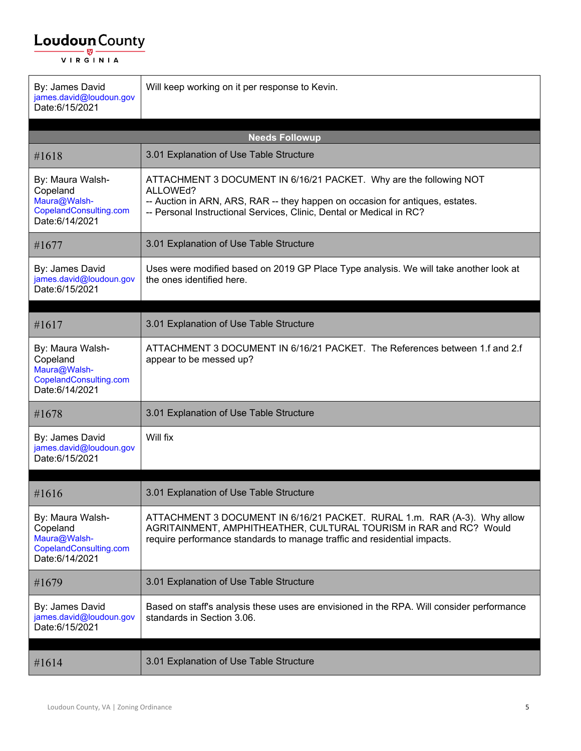| | |
|---|---|
| By: James David<br>james.david@loudoun.gov<br>Date:6/15/2021 | Will keep working on it per response to Kevin. |

**Needs Followup**

| | |
|---|---|
| #1618 | 3.01 Explanation of Use Table Structure |
| By: Maura Walsh-Copeland<br>Maura@Walsh-CopelandConsulting.com<br>Date:6/14/2021 | ATTACHMENT 3 DOCUMENT IN 6/16/21 PACKET. Why are the following NOT ALLOWEd?<br>-- Auction in ARN, ARS, RAR -- they happen on occasion for antiques, estates.<br>-- Personal Instructional Services, Clinic, Dental or Medical in RC? |
| #1677 | 3.01 Explanation of Use Table Structure |
| By: James David<br>james.david@loudoun.gov<br>Date:6/15/2021 | Uses were modified based on 2019 GP Place Type analysis. We will take another look at the ones identified here. |

| | |
|---|---|
| #1617 | 3.01 Explanation of Use Table Structure |
| By: Maura Walsh-Copeland<br>Maura@Walsh-CopelandConsulting.com<br>Date:6/14/2021 | ATTACHMENT 3 DOCUMENT IN 6/16/21 PACKET. The References between 1.f and 2.f appear to be messed up? |
| #1678 | 3.01 Explanation of Use Table Structure |
| By: James David<br>james.david@loudoun.gov<br>Date:6/15/2021 | Will fix |

| | |
|---|---|
| #1616 | 3.01 Explanation of Use Table Structure |
| By: Maura Walsh-Copeland<br>Maura@Walsh-CopelandConsulting.com<br>Date:6/14/2021 | ATTACHMENT 3 DOCUMENT IN 6/16/21 PACKET. RURAL 1.m. RAR (A-3). Why allow AGRITAINMENT, AMPHITHEATHER, CULTURAL TOURISM in RAR and RC? Would require performance standards to manage traffic and residential impacts. |
| #1679 | 3.01 Explanation of Use Table Structure |
| By: James David<br>james.david@loudoun.gov<br>Date:6/15/2021 | Based on staff's analysis these uses are envisioned in the RPA. Will consider performance standards in Section 3.06. |

| | |
|---|---|
| #1614 | 3.01 Explanation of Use Table Structure |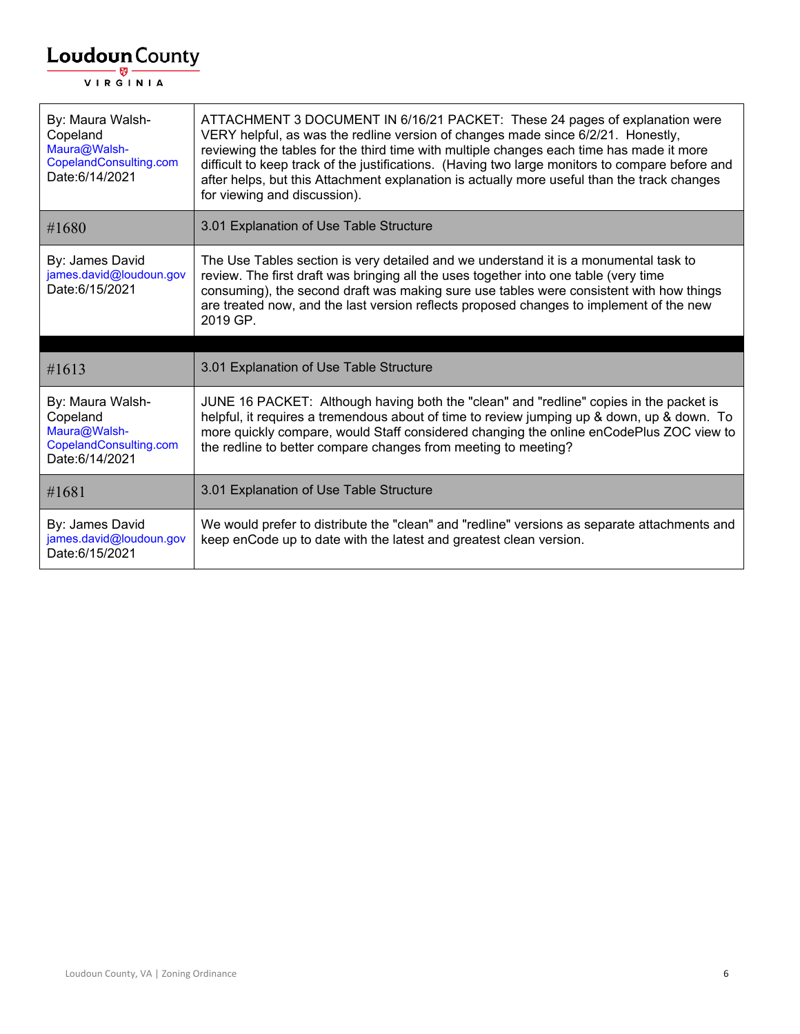| | |
|---|---|
| By: Maura Walsh-Copeland<br>Maura@Walsh-CopelandConsulting.com<br>Date:6/14/2021 | ATTACHMENT 3 DOCUMENT IN 6/16/21 PACKET: These 24 pages of explanation were VERY helpful, as was the redline version of changes made since 6/2/21. Honestly, reviewing the tables for the third time with multiple changes each time has made it more difficult to keep track of the justifications. (Having two large monitors to compare before and after helps, but this Attachment explanation is actually more useful than the track changes for viewing and discussion). |
| #1680 | 3.01 Explanation of Use Table Structure |
| By: James David<br>james.david@loudoun.gov<br>Date:6/15/2021 | The Use Tables section is very detailed and we understand it is a monumental task to review. The first draft was bringing all the uses together into one table (very time consuming), the second draft was making sure use tables were consistent with how things are treated now, and the last version reflects proposed changes to implement of the new 2019 GP. |

| | |
|---|---|
| #1613 | 3.01 Explanation of Use Table Structure |
| By: Maura Walsh-Copeland<br>Maura@Walsh-CopelandConsulting.com<br>Date:6/14/2021 | JUNE 16 PACKET: Although having both the "clean" and "redline" copies in the packet is helpful, it requires a tremendous about of time to review jumping up & down, up & down. To more quickly compare, would Staff considered changing the online enCodePlus ZOC view to the redline to better compare changes from meeting to meeting? |
| #1681 | 3.01 Explanation of Use Table Structure |
| By: James David<br>james.david@loudoun.gov<br>Date:6/15/2021 | We would prefer to distribute the "clean" and "redline" versions as separate attachments and keep enCode up to date with the latest and greatest clean version. |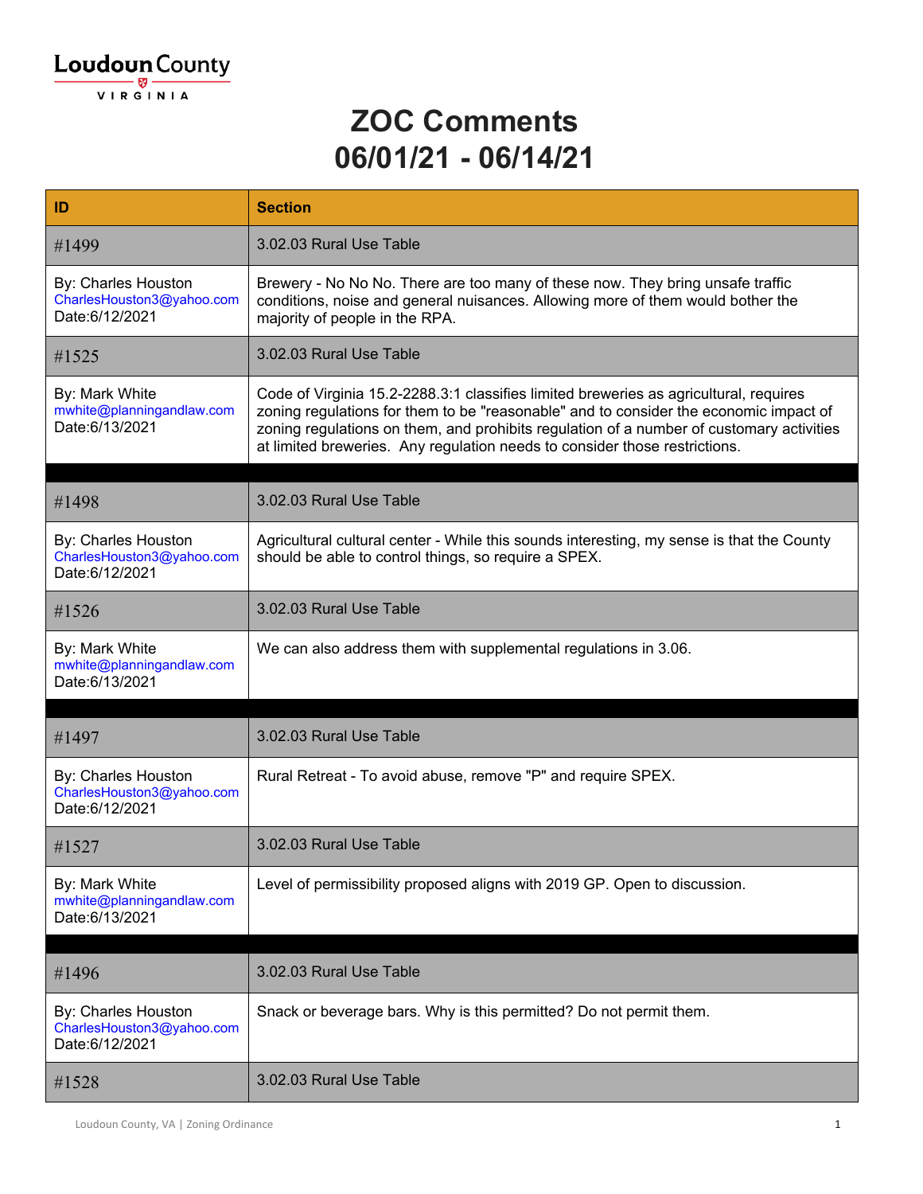# ZOC Comments
# 06/01/21 - 06/14/21

| ID | Section |
|---|---|
| #1499 | 3.02.03 Rural Use Table |
| By: Charles Houston<br>CharlesHouston3@yahoo.com<br>Date:6/12/2021 | Brewery - No No No. There are too many of these now. They bring unsafe traffic conditions, noise and general nuisances. Allowing more of them would bother the majority of people in the RPA. |
| #1525 | 3.02.03 Rural Use Table |
| By: Mark White<br>mwhite@planningandlaw.com<br>Date:6/13/2021 | Code of Virginia 15.2-2288.3:1 classifies limited breweries as agricultural, requires zoning regulations for them to be "reasonable" and to consider the economic impact of zoning regulations on them, and prohibits regulation of a number of customary activities at limited breweries. Any regulation needs to consider those restrictions. |
| | |
| #1498 | 3.02.03 Rural Use Table |
| By: Charles Houston<br>CharlesHouston3@yahoo.com<br>Date:6/12/2021 | Agricultural cultural center - While this sounds interesting, my sense is that the County should be able to control things, so require a SPEX. |
| #1526 | 3.02.03 Rural Use Table |
| By: Mark White<br>mwhite@planningandlaw.com<br>Date:6/13/2021 | We can also address them with supplemental regulations in 3.06. |
| | |
| #1497 | 3.02.03 Rural Use Table |
| By: Charles Houston<br>CharlesHouston3@yahoo.com<br>Date:6/12/2021 | Rural Retreat - To avoid abuse, remove "P" and require SPEX. |
| #1527 | 3.02.03 Rural Use Table |
| By: Mark White<br>mwhite@planningandlaw.com<br>Date:6/13/2021 | Level of permissibility proposed aligns with 2019 GP. Open to discussion. |
| | |
| #1496 | 3.02.03 Rural Use Table |
| By: Charles Houston<br>CharlesHouston3@yahoo.com<br>Date:6/12/2021 | Snack or beverage bars. Why is this permitted? Do not permit them. |
| #1528 | 3.02.03 Rural Use Table |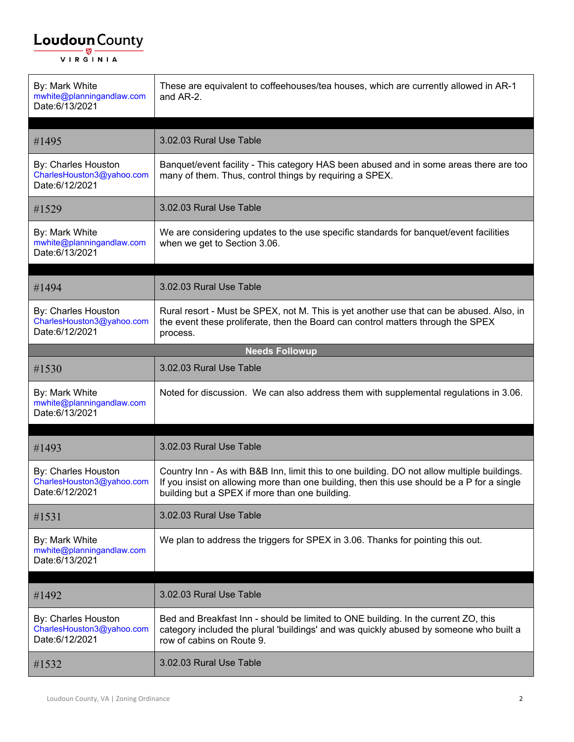| | |
|---|---|
| By: Mark White<br>mwhite@planningandlaw.com<br>Date:6/13/2021 | These are equivalent to coffeehouses/tea houses, which are currently allowed in AR-1 and AR-2. |
| | |
| #1495 | 3.02.03 Rural Use Table |
| By: Charles Houston<br>CharlesHouston3@yahoo.com<br>Date:6/12/2021 | Banquet/event facility - This category HAS been abused and in some areas there are too many of them. Thus, control things by requiring a SPEX. |
| #1529 | 3.02.03 Rural Use Table |
| By: Mark White<br>mwhite@planningandlaw.com<br>Date:6/13/2021 | We are considering updates to the use specific standards for banquet/event facilities when we get to Section 3.06. |
| | |
| #1494 | 3.02.03 Rural Use Table |
| By: Charles Houston<br>CharlesHouston3@yahoo.com<br>Date:6/12/2021 | Rural resort - Must be SPEX, not M. This is yet another use that can be abused. Also, in the event these proliferate, then the Board can control matters through the SPEX process. |
| **Needs Followup** | |
| #1530 | 3.02.03 Rural Use Table |
| By: Mark White<br>mwhite@planningandlaw.com<br>Date:6/13/2021 | Noted for discussion. We can also address them with supplemental regulations in 3.06. |
| | |
| #1493 | 3.02.03 Rural Use Table |
| By: Charles Houston<br>CharlesHouston3@yahoo.com<br>Date:6/12/2021 | Country Inn - As with B&B Inn, limit this to one building. DO not allow multiple buildings. If you insist on allowing more than one building, then this use should be a P for a single building but a SPEX if more than one building. |
| #1531 | 3.02.03 Rural Use Table |
| By: Mark White<br>mwhite@planningandlaw.com<br>Date:6/13/2021 | We plan to address the triggers for SPEX in 3.06. Thanks for pointing this out. |
| | |
| #1492 | 3.02.03 Rural Use Table |
| By: Charles Houston<br>CharlesHouston3@yahoo.com<br>Date:6/12/2021 | Bed and Breakfast Inn - should be limited to ONE building. In the current ZO, this category included the plural 'buildings' and was quickly abused by someone who built a row of cabins on Route 9. |
| #1532 | 3.02.03 Rural Use Table |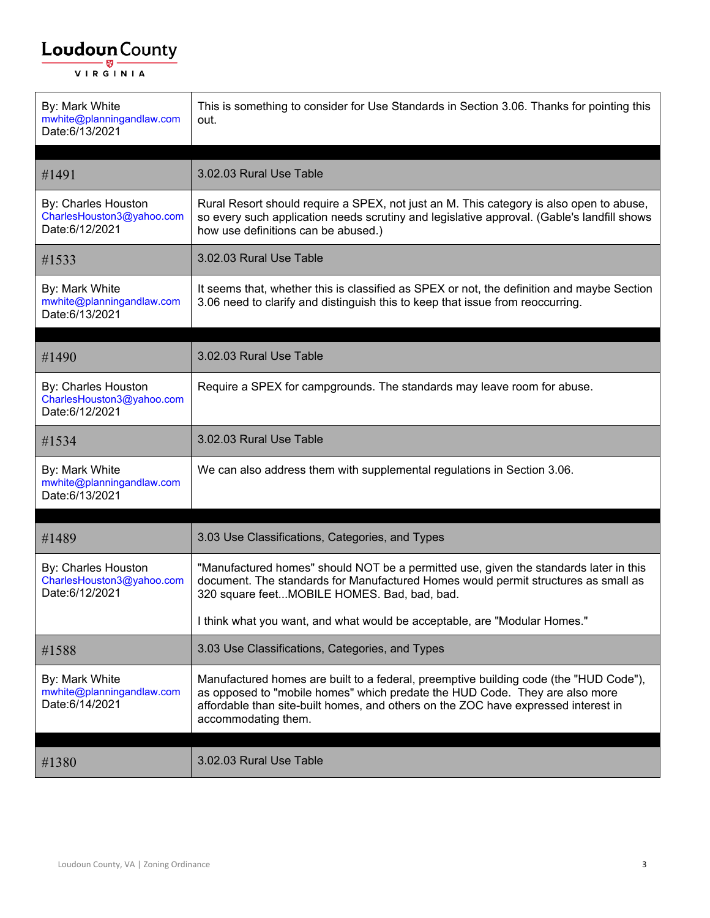| By: Mark White mwhite@planningandlaw.com Date:6/13/2021 | This is something to consider for Use Standards in Section 3.06. Thanks for pointing this out. |
|---|---|
| | |
| #1491 | 3.02.03 Rural Use Table |
| By: Charles Houston CharlesHouston3@yahoo.com Date:6/12/2021 | Rural Resort should require a SPEX, not just an M. This category is also open to abuse, so every such application needs scrutiny and legislative approval. (Gable's landfill shows how use definitions can be abused.) |
| #1533 | 3.02.03 Rural Use Table |
| By: Mark White mwhite@planningandlaw.com Date:6/13/2021 | It seems that, whether this is classified as SPEX or not, the definition and maybe Section 3.06 need to clarify and distinguish this to keep that issue from reoccurring. |
| | |
| #1490 | 3.02.03 Rural Use Table |
| By: Charles Houston CharlesHouston3@yahoo.com Date:6/12/2021 | Require a SPEX for campgrounds. The standards may leave room for abuse. |
| #1534 | 3.02.03 Rural Use Table |
| By: Mark White mwhite@planningandlaw.com Date:6/13/2021 | We can also address them with supplemental regulations in Section 3.06. |
| | |
| #1489 | 3.03 Use Classifications, Categories, and Types |
| By: Charles Houston CharlesHouston3@yahoo.com Date:6/12/2021 | "Manufactured homes" should NOT be a permitted use, given the standards later in this document. The standards for Manufactured Homes would permit structures as small as 320 square feet...MOBILE HOMES. Bad, bad, bad.<br><br>I think what you want, and what would be acceptable, are "Modular Homes." |
| #1588 | 3.03 Use Classifications, Categories, and Types |
| By: Mark White mwhite@planningandlaw.com Date:6/14/2021 | Manufactured homes are built to a federal, preemptive building code (the "HUD Code"), as opposed to "mobile homes" which predate the HUD Code. They are also more affordable than site-built homes, and others on the ZOC have expressed interest in accommodating them. |
| | |
| #1380 | 3.02.03 Rural Use Table |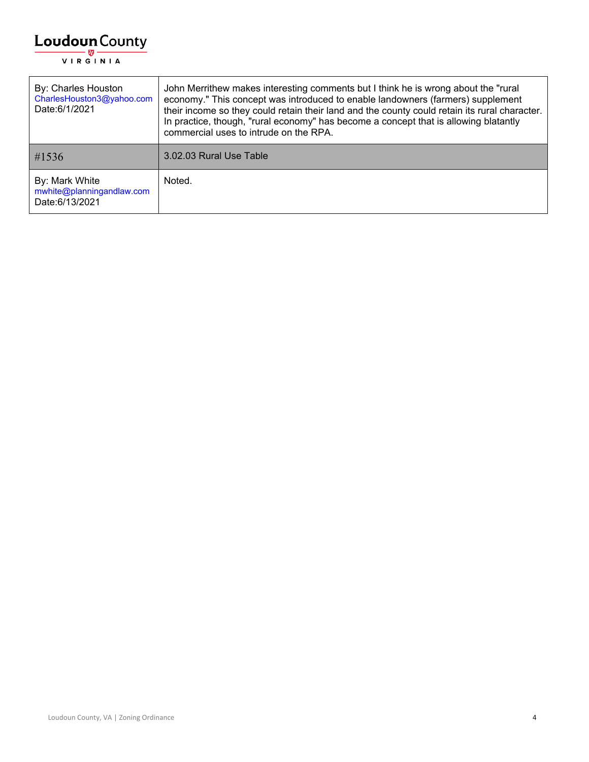| | |
|---|---|
| By: Charles Houston<br>CharlesHouston3@yahoo.com<br>Date:6/1/2021 | John Merrithew makes interesting comments but I think he is wrong about the "rural economy." This concept was introduced to enable landowners (farmers) supplement their income so they could retain their land and the county could retain its rural character. In practice, though, "rural economy" has become a concept that is allowing blatantly commercial uses to intrude on the RPA. |
| #1536 | 3.02.03 Rural Use Table |
| By: Mark White<br>mwhite@planningandlaw.com<br>Date:6/13/2021 | Noted. |